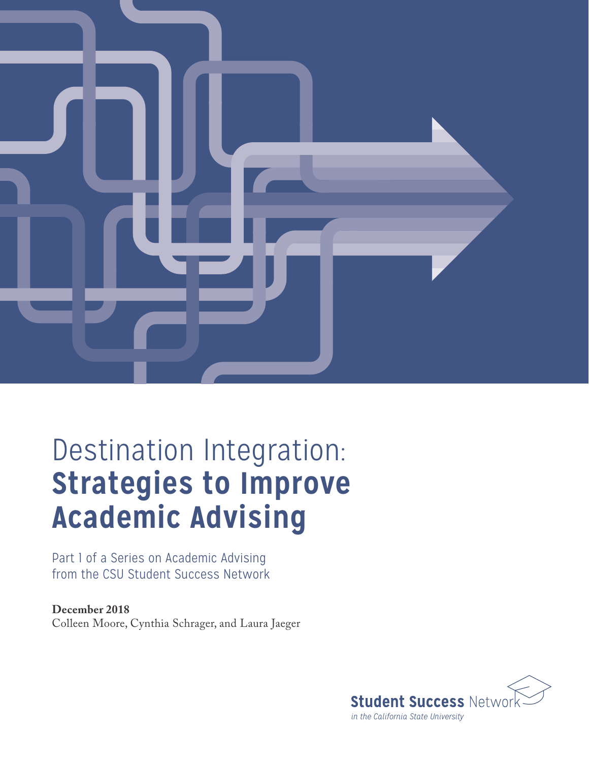# Destination Integration: **Strategies to Improve Academic Advising**

Part 1 of a Series on Academic Advising from the CSU Student Success Network

**December 2018**
Colleen Moore, Cynthia Schrager, and Laura Jaeger

**Student Success** Network
*in the California State University*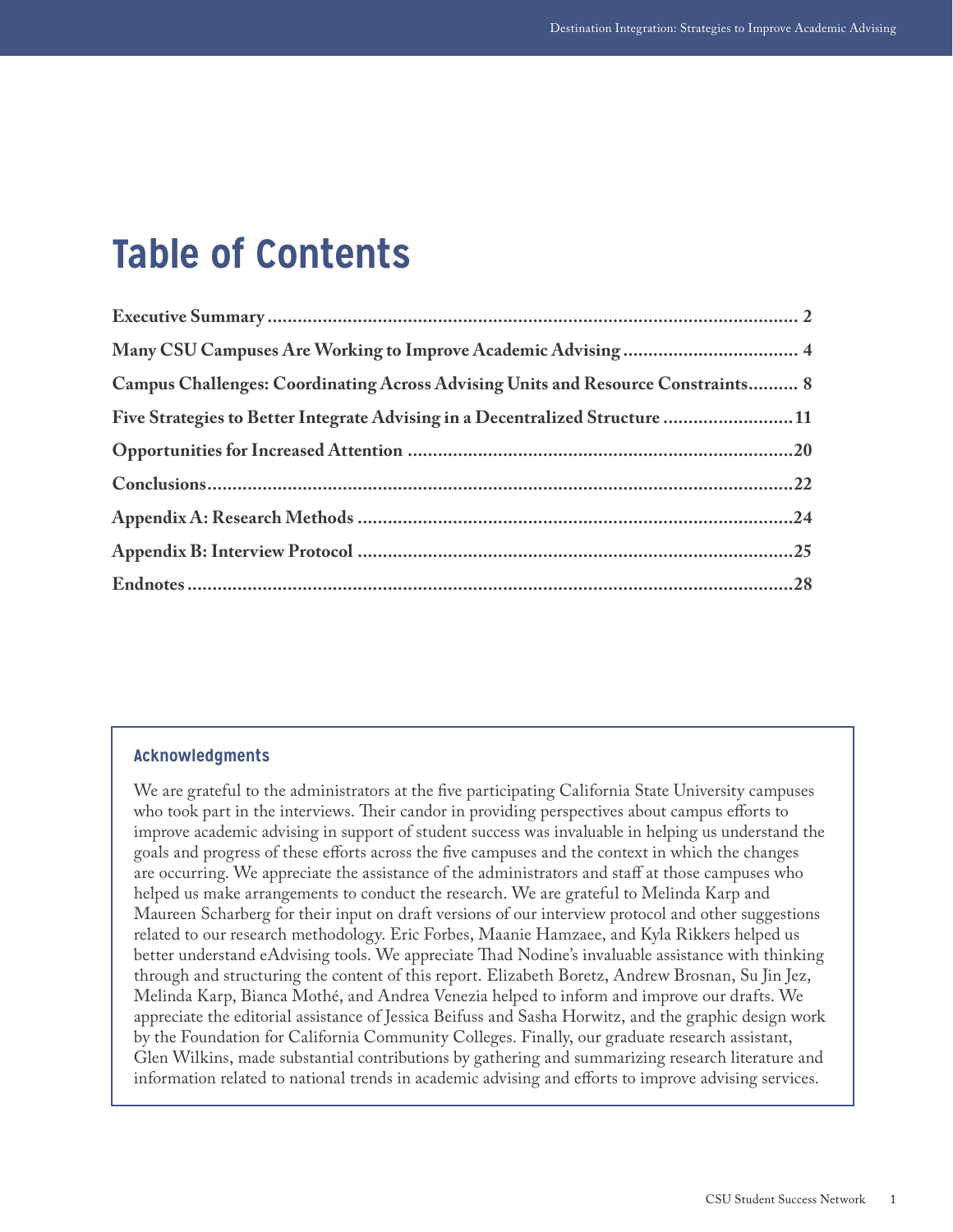# Table of Contents

**Executive Summary** .......... 2

**Many CSU Campuses Are Working to Improve Academic Advising** .......... 4

**Campus Challenges: Coordinating Across Advising Units and Resource Constraints** .......... 8

**Five Strategies to Better Integrate Advising in a Decentralized Structure** .......... 11

**Opportunities for Increased Attention** .......... 20

**Conclusions** .......... 22

**Appendix A: Research Methods** .......... 24

**Appendix B: Interview Protocol** .......... 25

**Endnotes** .......... 28

### Acknowledgments

We are grateful to the administrators at the five participating California State University campuses who took part in the interviews. Their candor in providing perspectives about campus efforts to improve academic advising in support of student success was invaluable in helping us understand the goals and progress of these efforts across the five campuses and the context in which the changes are occurring. We appreciate the assistance of the administrators and staff at those campuses who helped us make arrangements to conduct the research. We are grateful to Melinda Karp and Maureen Scharberg for their input on draft versions of our interview protocol and other suggestions related to our research methodology. Eric Forbes, Maanie Hamzaee, and Kyla Rikkers helped us better understand eAdvising tools. We appreciate Thad Nodine's invaluable assistance with thinking through and structuring the content of this report. Elizabeth Boretz, Andrew Brosnan, Su Jin Jez, Melinda Karp, Bianca Mothé, and Andrea Venezia helped to inform and improve our drafts. We appreciate the editorial assistance of Jessica Beifuss and Sasha Horwitz, and the graphic design work by the Foundation for California Community Colleges. Finally, our graduate research assistant, Glen Wilkins, made substantial contributions by gathering and summarizing research literature and information related to national trends in academic advising and efforts to improve advising services.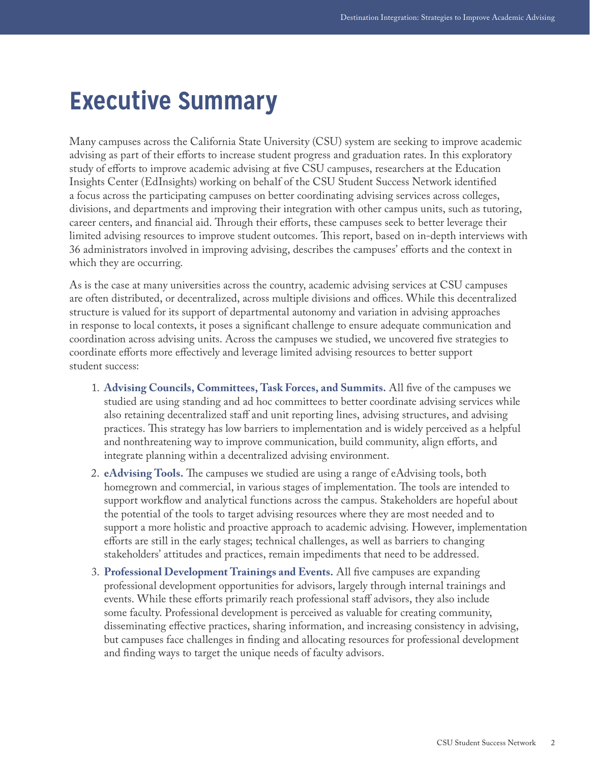# Executive Summary

Many campuses across the California State University (CSU) system are seeking to improve academic advising as part of their efforts to increase student progress and graduation rates. In this exploratory study of efforts to improve academic advising at five CSU campuses, researchers at the Education Insights Center (EdInsights) working on behalf of the CSU Student Success Network identified a focus across the participating campuses on better coordinating advising services across colleges, divisions, and departments and improving their integration with other campus units, such as tutoring, career centers, and financial aid. Through their efforts, these campuses seek to better leverage their limited advising resources to improve student outcomes. This report, based on in-depth interviews with 36 administrators involved in improving advising, describes the campuses' efforts and the context in which they are occurring.

As is the case at many universities across the country, academic advising services at CSU campuses are often distributed, or decentralized, across multiple divisions and offices. While this decentralized structure is valued for its support of departmental autonomy and variation in advising approaches in response to local contexts, it poses a significant challenge to ensure adequate communication and coordination across advising units. Across the campuses we studied, we uncovered five strategies to coordinate efforts more effectively and leverage limited advising resources to better support student success:

1. **Advising Councils, Committees, Task Forces, and Summits.** All five of the campuses we studied are using standing and ad hoc committees to better coordinate advising services while also retaining decentralized staff and unit reporting lines, advising structures, and advising practices. This strategy has low barriers to implementation and is widely perceived as a helpful and nonthreatening way to improve communication, build community, align efforts, and integrate planning within a decentralized advising environment.
2. **eAdvising Tools.** The campuses we studied are using a range of eAdvising tools, both homegrown and commercial, in various stages of implementation. The tools are intended to support workflow and analytical functions across the campus. Stakeholders are hopeful about the potential of the tools to target advising resources where they are most needed and to support a more holistic and proactive approach to academic advising. However, implementation efforts are still in the early stages; technical challenges, as well as barriers to changing stakeholders' attitudes and practices, remain impediments that need to be addressed.
3. **Professional Development Trainings and Events.** All five campuses are expanding professional development opportunities for advisors, largely through internal trainings and events. While these efforts primarily reach professional staff advisors, they also include some faculty. Professional development is perceived as valuable for creating community, disseminating effective practices, sharing information, and increasing consistency in advising, but campuses face challenges in finding and allocating resources for professional development and finding ways to target the unique needs of faculty advisors.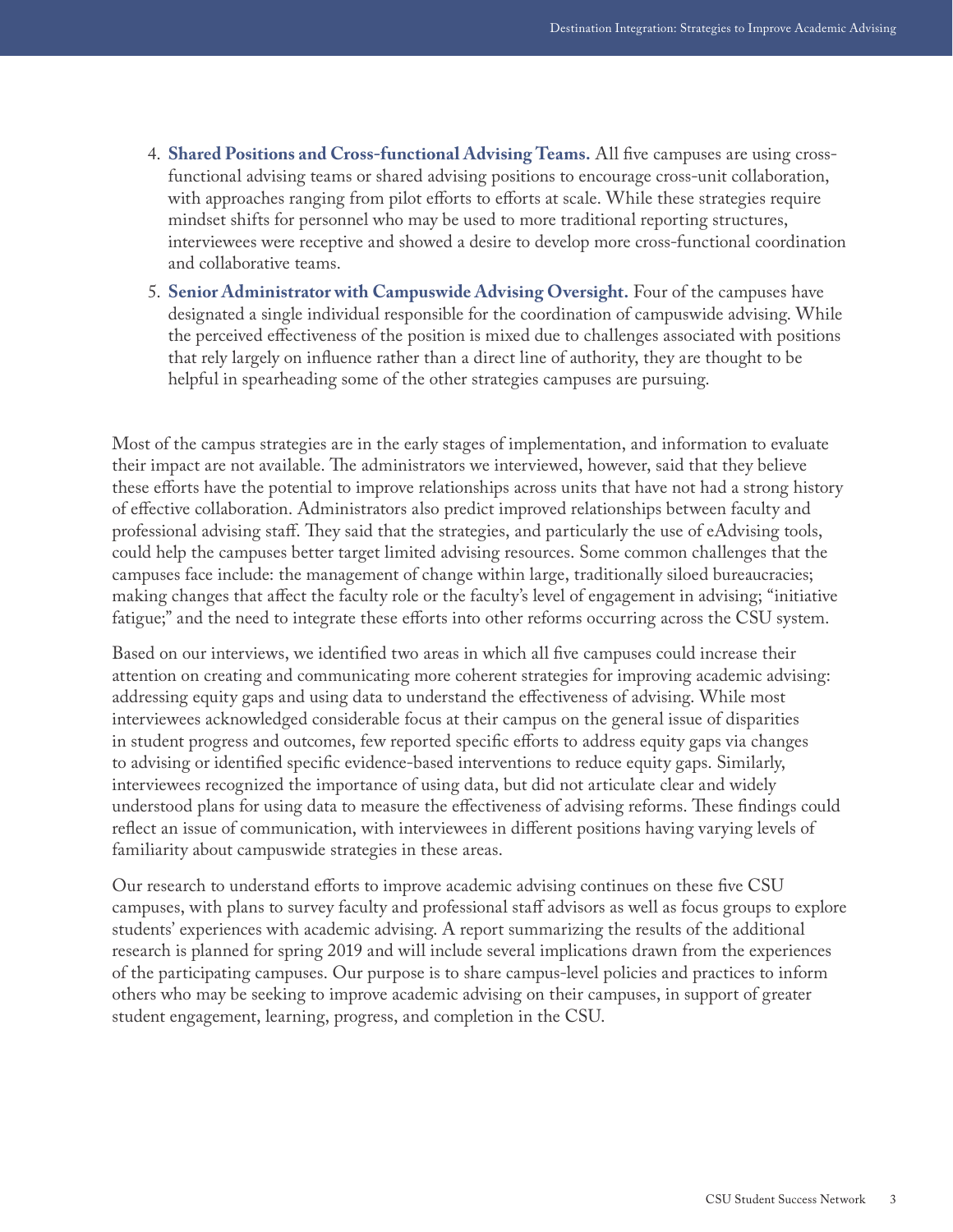4. **Shared Positions and Cross-functional Advising Teams.** All five campuses are using cross-functional advising teams or shared advising positions to encourage cross-unit collaboration, with approaches ranging from pilot efforts to efforts at scale. While these strategies require mindset shifts for personnel who may be used to more traditional reporting structures, interviewees were receptive and showed a desire to develop more cross-functional coordination and collaborative teams.
5. **Senior Administrator with Campuswide Advising Oversight.** Four of the campuses have designated a single individual responsible for the coordination of campuswide advising. While the perceived effectiveness of the position is mixed due to challenges associated with positions that rely largely on influence rather than a direct line of authority, they are thought to be helpful in spearheading some of the other strategies campuses are pursuing.

Most of the campus strategies are in the early stages of implementation, and information to evaluate their impact are not available. The administrators we interviewed, however, said that they believe these efforts have the potential to improve relationships across units that have not had a strong history of effective collaboration. Administrators also predict improved relationships between faculty and professional advising staff. They said that the strategies, and particularly the use of eAdvising tools, could help the campuses better target limited advising resources. Some common challenges that the campuses face include: the management of change within large, traditionally siloed bureaucracies; making changes that affect the faculty role or the faculty's level of engagement in advising; "initiative fatigue;" and the need to integrate these efforts into other reforms occurring across the CSU system.

Based on our interviews, we identified two areas in which all five campuses could increase their attention on creating and communicating more coherent strategies for improving academic advising: addressing equity gaps and using data to understand the effectiveness of advising. While most interviewees acknowledged considerable focus at their campus on the general issue of disparities in student progress and outcomes, few reported specific efforts to address equity gaps via changes to advising or identified specific evidence-based interventions to reduce equity gaps. Similarly, interviewees recognized the importance of using data, but did not articulate clear and widely understood plans for using data to measure the effectiveness of advising reforms. These findings could reflect an issue of communication, with interviewees in different positions having varying levels of familiarity about campuswide strategies in these areas.

Our research to understand efforts to improve academic advising continues on these five CSU campuses, with plans to survey faculty and professional staff advisors as well as focus groups to explore students' experiences with academic advising. A report summarizing the results of the additional research is planned for spring 2019 and will include several implications drawn from the experiences of the participating campuses. Our purpose is to share campus-level policies and practices to inform others who may be seeking to improve academic advising on their campuses, in support of greater student engagement, learning, progress, and completion in the CSU.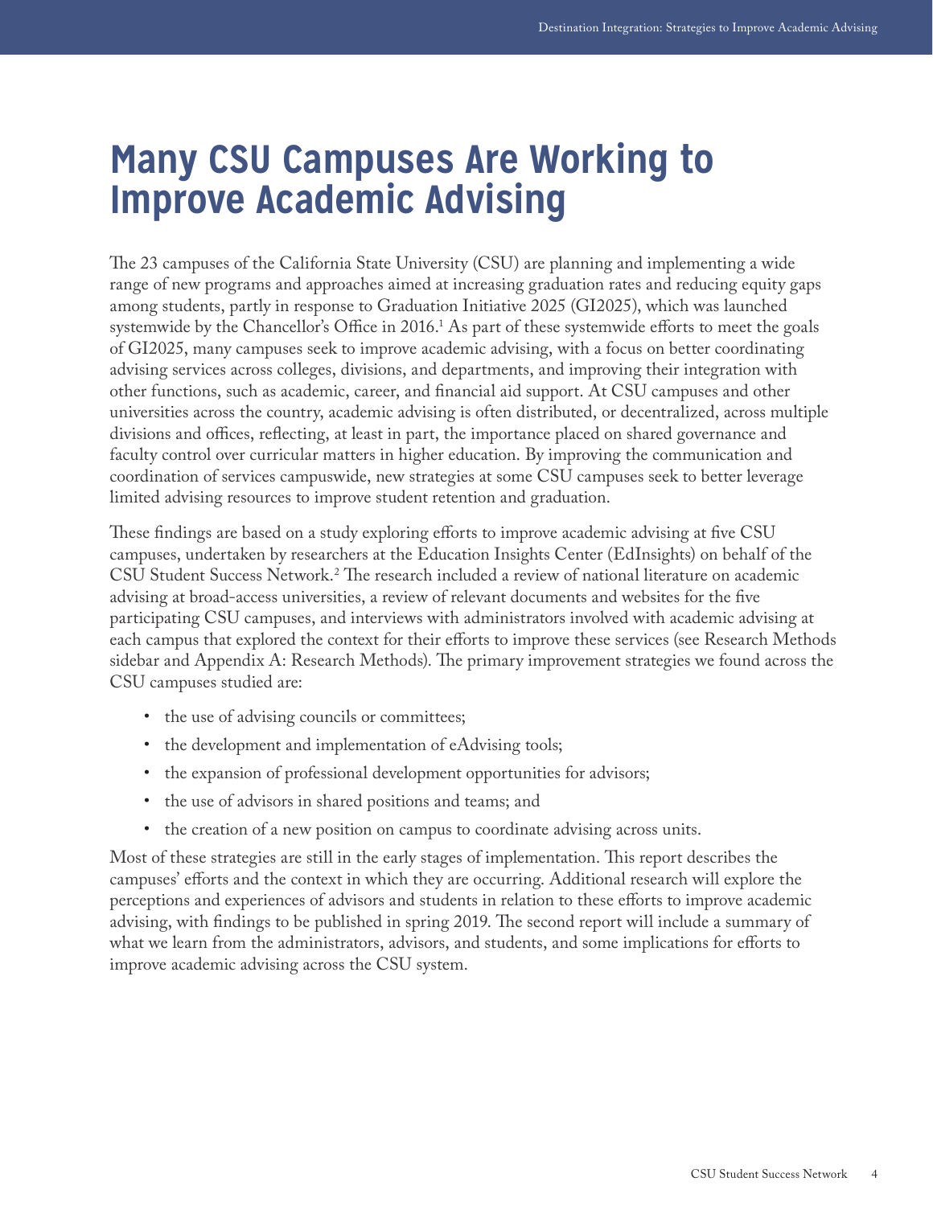# Many CSU Campuses Are Working to Improve Academic Advising

The 23 campuses of the California State University (CSU) are planning and implementing a wide range of new programs and approaches aimed at increasing graduation rates and reducing equity gaps among students, partly in response to Graduation Initiative 2025 (GI2025), which was launched systemwide by the Chancellor's Office in 2016.[1] As part of these systemwide efforts to meet the goals of GI2025, many campuses seek to improve academic advising, with a focus on better coordinating advising services across colleges, divisions, and departments, and improving their integration with other functions, such as academic, career, and financial aid support. At CSU campuses and other universities across the country, academic advising is often distributed, or decentralized, across multiple divisions and offices, reflecting, at least in part, the importance placed on shared governance and faculty control over curricular matters in higher education. By improving the communication and coordination of services campuswide, new strategies at some CSU campuses seek to better leverage limited advising resources to improve student retention and graduation.

These findings are based on a study exploring efforts to improve academic advising at five CSU campuses, undertaken by researchers at the Education Insights Center (EdInsights) on behalf of the CSU Student Success Network.[2] The research included a review of national literature on academic advising at broad-access universities, a review of relevant documents and websites for the five participating CSU campuses, and interviews with administrators involved with academic advising at each campus that explored the context for their efforts to improve these services (see Research Methods sidebar and Appendix A: Research Methods). The primary improvement strategies we found across the CSU campuses studied are:

- the use of advising councils or committees;
- the development and implementation of eAdvising tools;
- the expansion of professional development opportunities for advisors;
- the use of advisors in shared positions and teams; and
- the creation of a new position on campus to coordinate advising across units.

Most of these strategies are still in the early stages of implementation. This report describes the campuses' efforts and the context in which they are occurring. Additional research will explore the perceptions and experiences of advisors and students in relation to these efforts to improve academic advising, with findings to be published in spring 2019. The second report will include a summary of what we learn from the administrators, advisors, and students, and some implications for efforts to improve academic advising across the CSU system.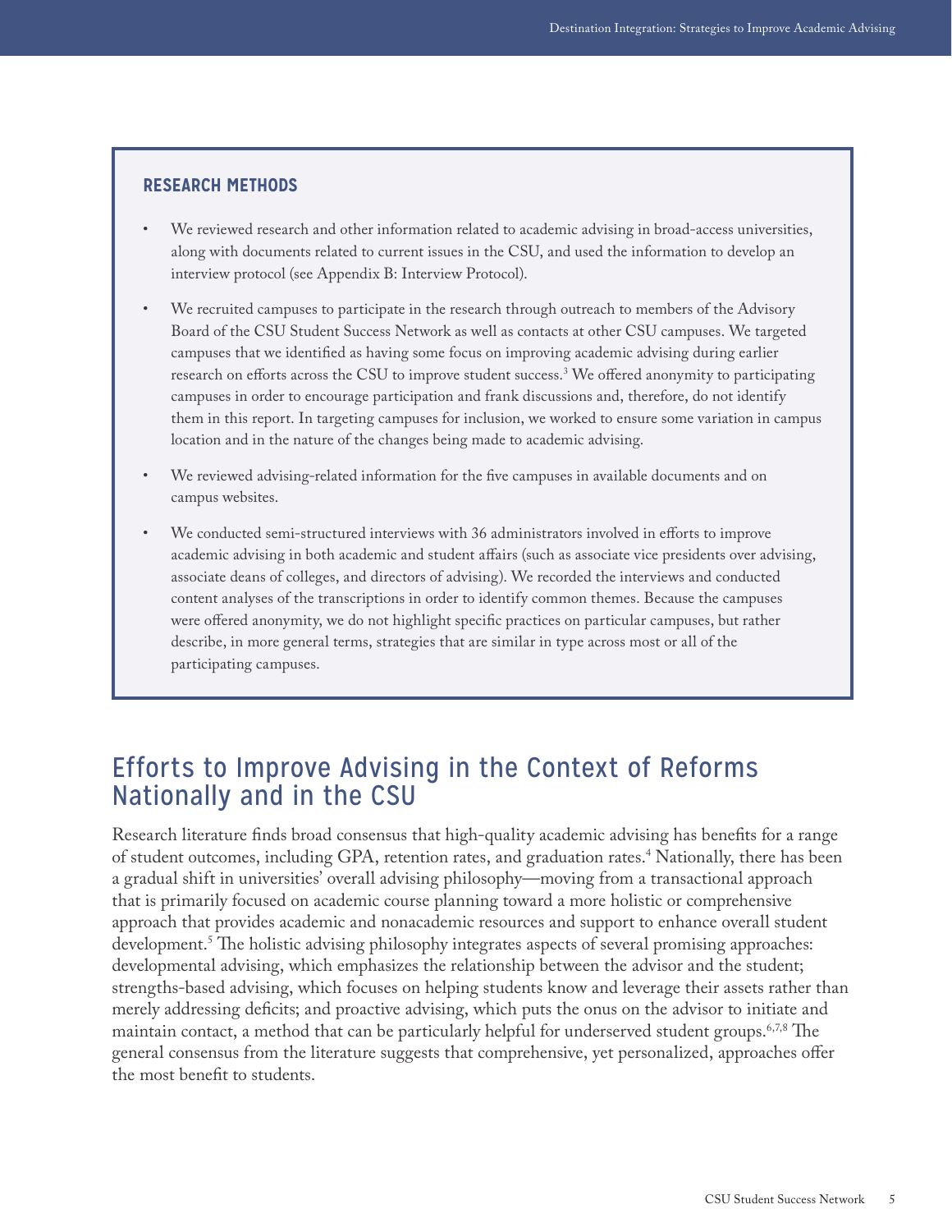### RESEARCH METHODS

- We reviewed research and other information related to academic advising in broad-access universities, along with documents related to current issues in the CSU, and used the information to develop an interview protocol (see Appendix B: Interview Protocol).
- We recruited campuses to participate in the research through outreach to members of the Advisory Board of the CSU Student Success Network as well as contacts at other CSU campuses. We targeted campuses that we identified as having some focus on improving academic advising during earlier research on efforts across the CSU to improve student success.[3] We offered anonymity to participating campuses in order to encourage participation and frank discussions and, therefore, do not identify them in this report. In targeting campuses for inclusion, we worked to ensure some variation in campus location and in the nature of the changes being made to academic advising.
- We reviewed advising-related information for the five campuses in available documents and on campus websites.
- We conducted semi-structured interviews with 36 administrators involved in efforts to improve academic advising in both academic and student affairs (such as associate vice presidents over advising, associate deans of colleges, and directors of advising). We recorded the interviews and conducted content analyses of the transcriptions in order to identify common themes. Because the campuses were offered anonymity, we do not highlight specific practices on particular campuses, but rather describe, in more general terms, strategies that are similar in type across most or all of the participating campuses.

## Efforts to Improve Advising in the Context of Reforms Nationally and in the CSU

Research literature finds broad consensus that high-quality academic advising has benefits for a range of student outcomes, including GPA, retention rates, and graduation rates.[4] Nationally, there has been a gradual shift in universities' overall advising philosophy—moving from a transactional approach that is primarily focused on academic course planning toward a more holistic or comprehensive approach that provides academic and nonacademic resources and support to enhance overall student development.[5] The holistic advising philosophy integrates aspects of several promising approaches: developmental advising, which emphasizes the relationship between the advisor and the student; strengths-based advising, which focuses on helping students know and leverage their assets rather than merely addressing deficits; and proactive advising, which puts the onus on the advisor to initiate and maintain contact, a method that can be particularly helpful for underserved student groups.[6,7,8] The general consensus from the literature suggests that comprehensive, yet personalized, approaches offer the most benefit to students.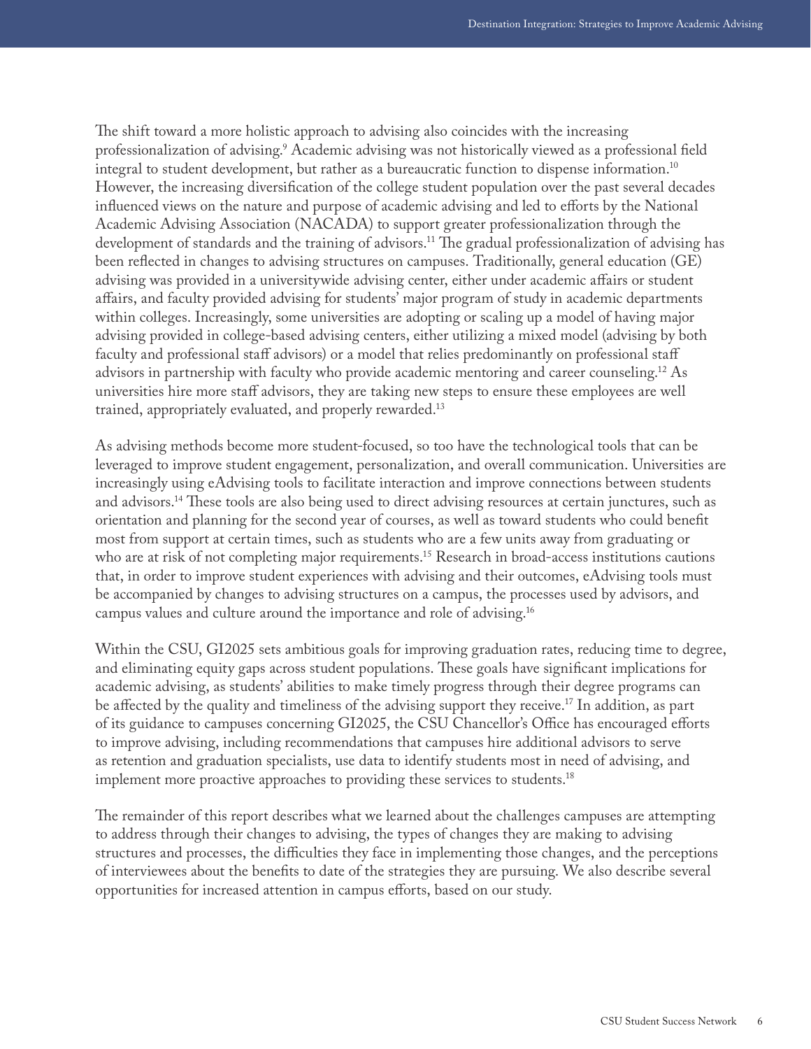The shift toward a more holistic approach to advising also coincides with the increasing professionalization of advising.[9] Academic advising was not historically viewed as a professional field integral to student development, but rather as a bureaucratic function to dispense information.[10] However, the increasing diversification of the college student population over the past several decades influenced views on the nature and purpose of academic advising and led to efforts by the National Academic Advising Association (NACADA) to support greater professionalization through the development of standards and the training of advisors.[11] The gradual professionalization of advising has been reflected in changes to advising structures on campuses. Traditionally, general education (GE) advising was provided in a universitywide advising center, either under academic affairs or student affairs, and faculty provided advising for students' major program of study in academic departments within colleges. Increasingly, some universities are adopting or scaling up a model of having major advising provided in college-based advising centers, either utilizing a mixed model (advising by both faculty and professional staff advisors) or a model that relies predominantly on professional staff advisors in partnership with faculty who provide academic mentoring and career counseling.[12] As universities hire more staff advisors, they are taking new steps to ensure these employees are well trained, appropriately evaluated, and properly rewarded.[13]

As advising methods become more student-focused, so too have the technological tools that can be leveraged to improve student engagement, personalization, and overall communication. Universities are increasingly using eAdvising tools to facilitate interaction and improve connections between students and advisors.[14] These tools are also being used to direct advising resources at certain junctures, such as orientation and planning for the second year of courses, as well as toward students who could benefit most from support at certain times, such as students who are a few units away from graduating or who are at risk of not completing major requirements.[15] Research in broad-access institutions cautions that, in order to improve student experiences with advising and their outcomes, eAdvising tools must be accompanied by changes to advising structures on a campus, the processes used by advisors, and campus values and culture around the importance and role of advising.[16]

Within the CSU, GI2025 sets ambitious goals for improving graduation rates, reducing time to degree, and eliminating equity gaps across student populations. These goals have significant implications for academic advising, as students' abilities to make timely progress through their degree programs can be affected by the quality and timeliness of the advising support they receive.[17] In addition, as part of its guidance to campuses concerning GI2025, the CSU Chancellor's Office has encouraged efforts to improve advising, including recommendations that campuses hire additional advisors to serve as retention and graduation specialists, use data to identify students most in need of advising, and implement more proactive approaches to providing these services to students.[18]

The remainder of this report describes what we learned about the challenges campuses are attempting to address through their changes to advising, the types of changes they are making to advising structures and processes, the difficulties they face in implementing those changes, and the perceptions of interviewees about the benefits to date of the strategies they are pursuing. We also describe several opportunities for increased attention in campus efforts, based on our study.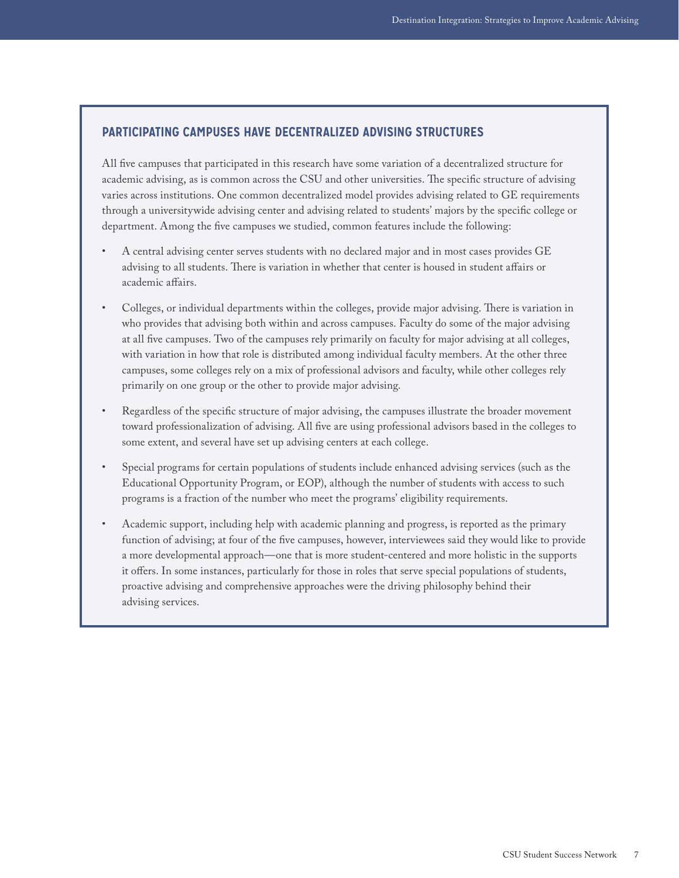## PARTICIPATING CAMPUSES HAVE DECENTRALIZED ADVISING STRUCTURES

All five campuses that participated in this research have some variation of a decentralized structure for academic advising, as is common across the CSU and other universities. The specific structure of advising varies across institutions. One common decentralized model provides advising related to GE requirements through a universitywide advising center and advising related to students' majors by the specific college or department. Among the five campuses we studied, common features include the following:

- A central advising center serves students with no declared major and in most cases provides GE advising to all students. There is variation in whether that center is housed in student affairs or academic affairs.
- Colleges, or individual departments within the colleges, provide major advising. There is variation in who provides that advising both within and across campuses. Faculty do some of the major advising at all five campuses. Two of the campuses rely primarily on faculty for major advising at all colleges, with variation in how that role is distributed among individual faculty members. At the other three campuses, some colleges rely on a mix of professional advisors and faculty, while other colleges rely primarily on one group or the other to provide major advising.
- Regardless of the specific structure of major advising, the campuses illustrate the broader movement toward professionalization of advising. All five are using professional advisors based in the colleges to some extent, and several have set up advising centers at each college.
- Special programs for certain populations of students include enhanced advising services (such as the Educational Opportunity Program, or EOP), although the number of students with access to such programs is a fraction of the number who meet the programs' eligibility requirements.
- Academic support, including help with academic planning and progress, is reported as the primary function of advising; at four of the five campuses, however, interviewees said they would like to provide a more developmental approach—one that is more student-centered and more holistic in the supports it offers. In some instances, particularly for those in roles that serve special populations of students, proactive advising and comprehensive approaches were the driving philosophy behind their advising services.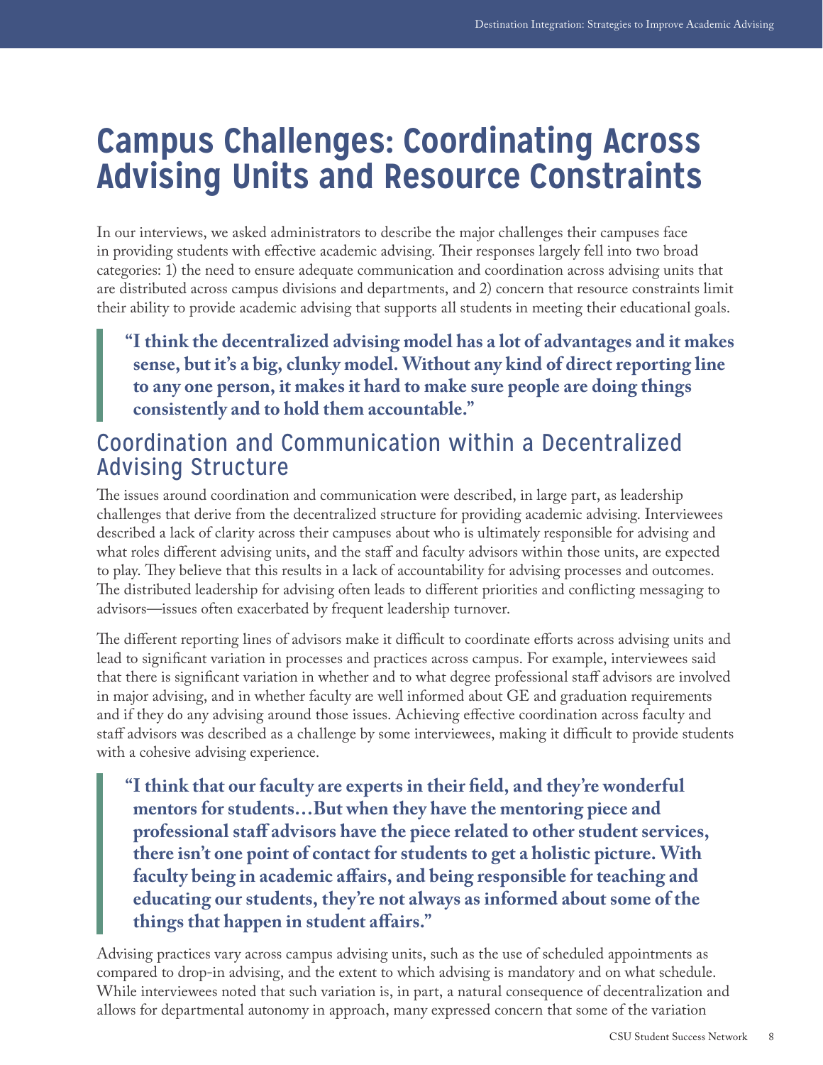# Campus Challenges: Coordinating Across Advising Units and Resource Constraints

In our interviews, we asked administrators to describe the major challenges their campuses face in providing students with effective academic advising. Their responses largely fell into two broad categories: 1) the need to ensure adequate communication and coordination across advising units that are distributed across campus divisions and departments, and 2) concern that resource constraints limit their ability to provide academic advising that supports all students in meeting their educational goals.

> **"I think the decentralized advising model has a lot of advantages and it makes sense, but it's a big, clunky model. Without any kind of direct reporting line to any one person, it makes it hard to make sure people are doing things consistently and to hold them accountable."**

## Coordination and Communication within a Decentralized Advising Structure

The issues around coordination and communication were described, in large part, as leadership challenges that derive from the decentralized structure for providing academic advising. Interviewees described a lack of clarity across their campuses about who is ultimately responsible for advising and what roles different advising units, and the staff and faculty advisors within those units, are expected to play. They believe that this results in a lack of accountability for advising processes and outcomes. The distributed leadership for advising often leads to different priorities and conflicting messaging to advisors—issues often exacerbated by frequent leadership turnover.

The different reporting lines of advisors make it difficult to coordinate efforts across advising units and lead to significant variation in processes and practices across campus. For example, interviewees said that there is significant variation in whether and to what degree professional staff advisors are involved in major advising, and in whether faculty are well informed about GE and graduation requirements and if they do any advising around those issues. Achieving effective coordination across faculty and staff advisors was described as a challenge by some interviewees, making it difficult to provide students with a cohesive advising experience.

> **"I think that our faculty are experts in their field, and they're wonderful mentors for students…But when they have the mentoring piece and professional staff advisors have the piece related to other student services, there isn't one point of contact for students to get a holistic picture. With faculty being in academic affairs, and being responsible for teaching and educating our students, they're not always as informed about some of the things that happen in student affairs."**

Advising practices vary across campus advising units, such as the use of scheduled appointments as compared to drop-in advising, and the extent to which advising is mandatory and on what schedule. While interviewees noted that such variation is, in part, a natural consequence of decentralization and allows for departmental autonomy in approach, many expressed concern that some of the variation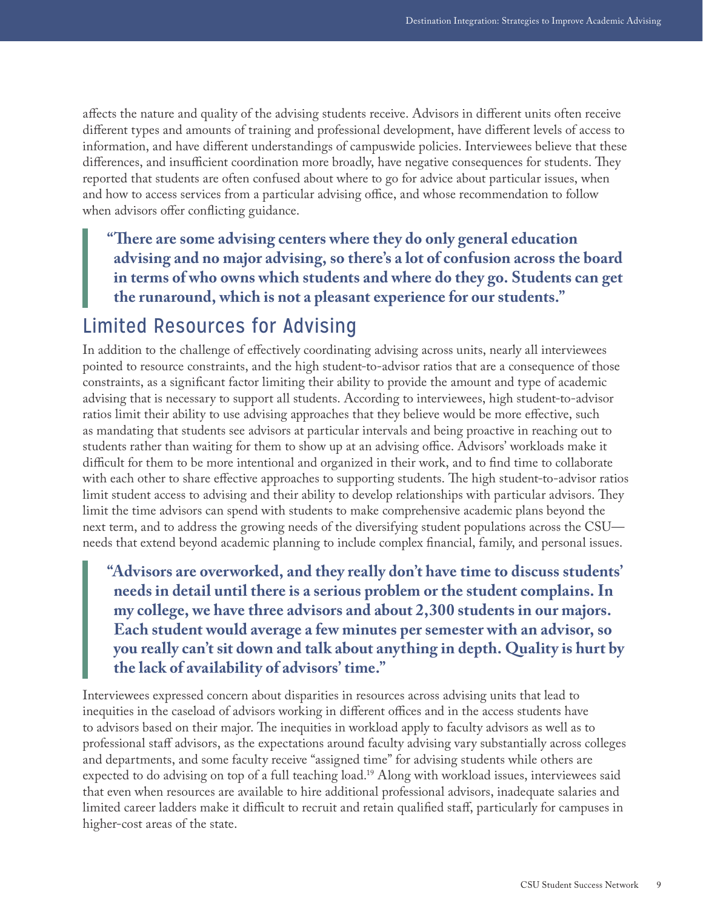affects the nature and quality of the advising students receive. Advisors in different units often receive different types and amounts of training and professional development, have different levels of access to information, and have different understandings of campuswide policies. Interviewees believe that these differences, and insufficient coordination more broadly, have negative consequences for students. They reported that students are often confused about where to go for advice about particular issues, when and how to access services from a particular advising office, and whose recommendation to follow when advisors offer conflicting guidance.

> **"There are some advising centers where they do only general education advising and no major advising, so there's a lot of confusion across the board in terms of who owns which students and where do they go. Students can get the runaround, which is not a pleasant experience for our students."**

## Limited Resources for Advising

In addition to the challenge of effectively coordinating advising across units, nearly all interviewees pointed to resource constraints, and the high student-to-advisor ratios that are a consequence of those constraints, as a significant factor limiting their ability to provide the amount and type of academic advising that is necessary to support all students. According to interviewees, high student-to-advisor ratios limit their ability to use advising approaches that they believe would be more effective, such as mandating that students see advisors at particular intervals and being proactive in reaching out to students rather than waiting for them to show up at an advising office. Advisors' workloads make it difficult for them to be more intentional and organized in their work, and to find time to collaborate with each other to share effective approaches to supporting students. The high student-to-advisor ratios limit student access to advising and their ability to develop relationships with particular advisors. They limit the time advisors can spend with students to make comprehensive academic plans beyond the next term, and to address the growing needs of the diversifying student populations across the CSU—needs that extend beyond academic planning to include complex financial, family, and personal issues.

> **"Advisors are overworked, and they really don't have time to discuss students' needs in detail until there is a serious problem or the student complains. In my college, we have three advisors and about 2,300 students in our majors. Each student would average a few minutes per semester with an advisor, so you really can't sit down and talk about anything in depth. Quality is hurt by the lack of availability of advisors' time."**

Interviewees expressed concern about disparities in resources across advising units that lead to inequities in the caseload of advisors working in different offices and in the access students have to advisors based on their major. The inequities in workload apply to faculty advisors as well as to professional staff advisors, as the expectations around faculty advising vary substantially across colleges and departments, and some faculty receive "assigned time" for advising students while others are expected to do advising on top of a full teaching load.[19] Along with workload issues, interviewees said that even when resources are available to hire additional professional advisors, inadequate salaries and limited career ladders make it difficult to recruit and retain qualified staff, particularly for campuses in higher-cost areas of the state.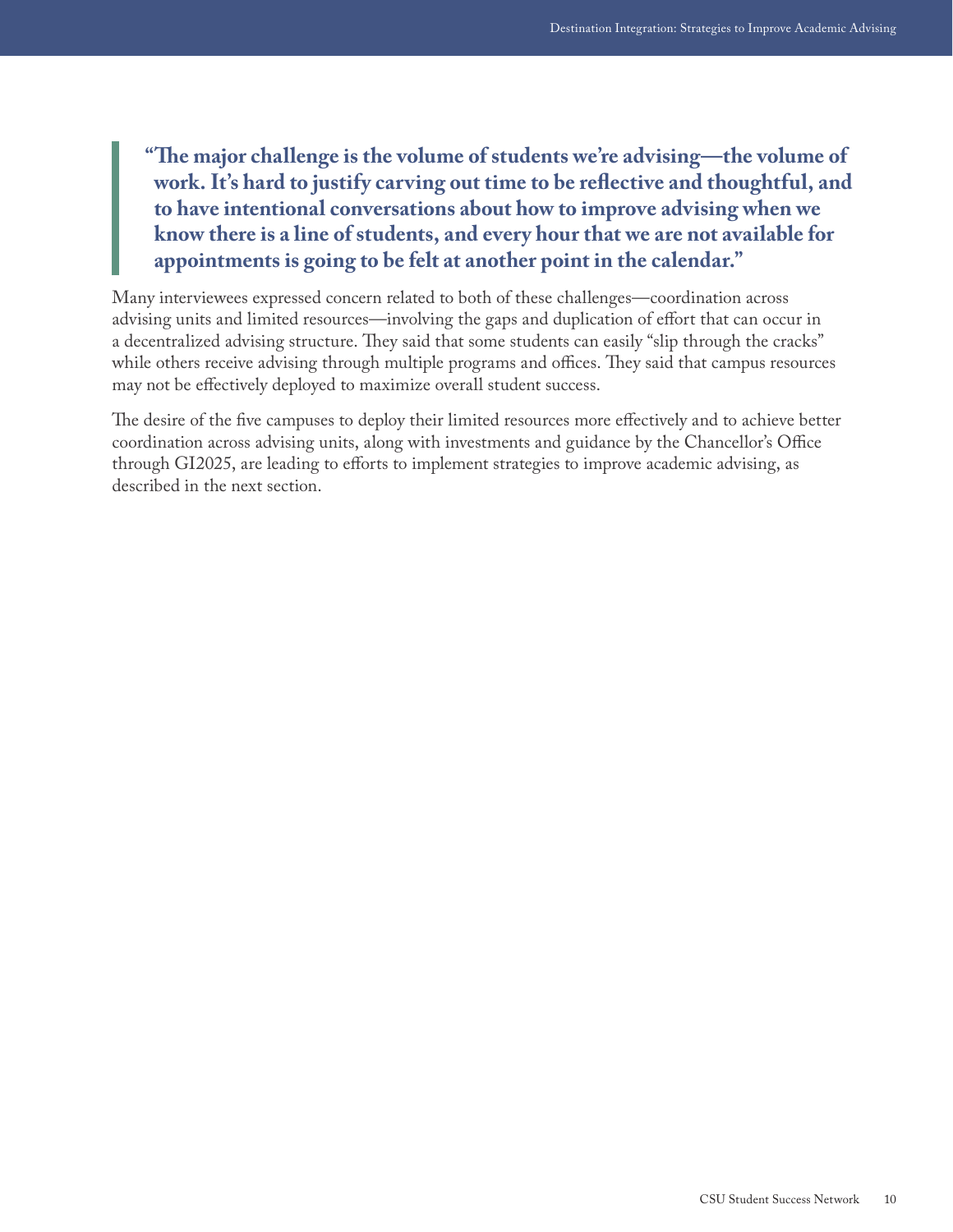> **"The major challenge is the volume of students we're advising—the volume of work. It's hard to justify carving out time to be reflective and thoughtful, and to have intentional conversations about how to improve advising when we know there is a line of students, and every hour that we are not available for appointments is going to be felt at another point in the calendar."**

Many interviewees expressed concern related to both of these challenges—coordination across advising units and limited resources—involving the gaps and duplication of effort that can occur in a decentralized advising structure. They said that some students can easily "slip through the cracks" while others receive advising through multiple programs and offices. They said that campus resources may not be effectively deployed to maximize overall student success.

The desire of the five campuses to deploy their limited resources more effectively and to achieve better coordination across advising units, along with investments and guidance by the Chancellor's Office through GI2025, are leading to efforts to implement strategies to improve academic advising, as described in the next section.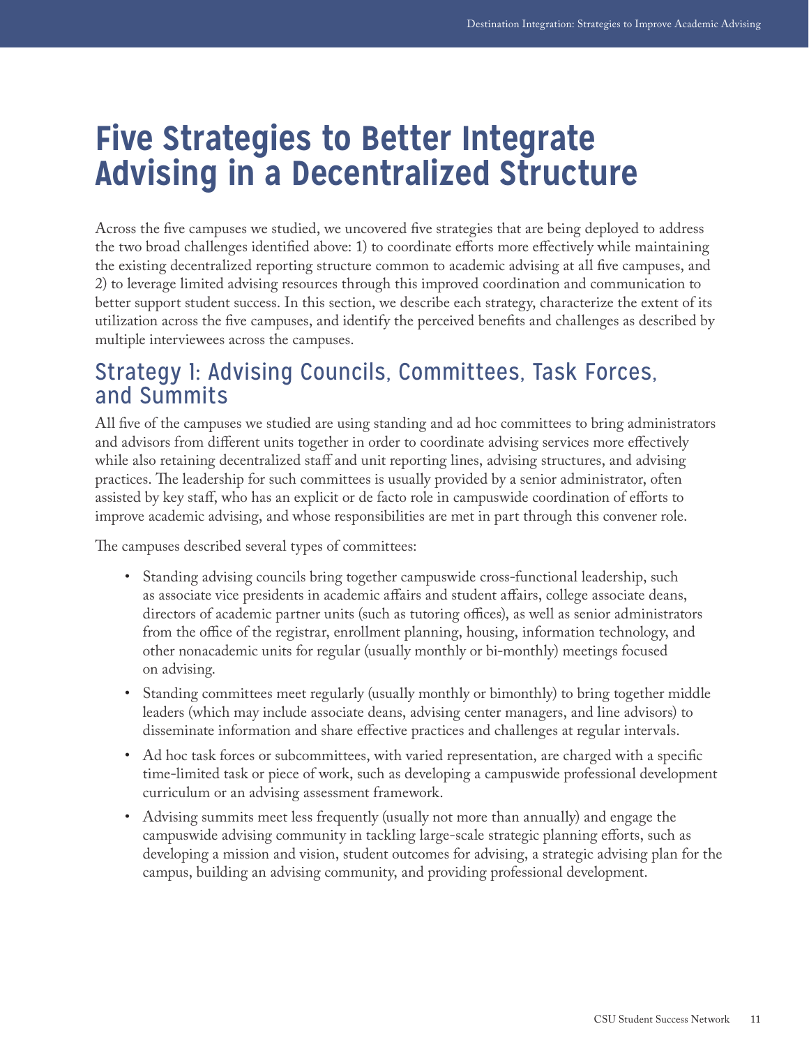# Five Strategies to Better Integrate Advising in a Decentralized Structure

Across the five campuses we studied, we uncovered five strategies that are being deployed to address the two broad challenges identified above: 1) to coordinate efforts more effectively while maintaining the existing decentralized reporting structure common to academic advising at all five campuses, and 2) to leverage limited advising resources through this improved coordination and communication to better support student success. In this section, we describe each strategy, characterize the extent of its utilization across the five campuses, and identify the perceived benefits and challenges as described by multiple interviewees across the campuses.

## Strategy 1: Advising Councils, Committees, Task Forces, and Summits

All five of the campuses we studied are using standing and ad hoc committees to bring administrators and advisors from different units together in order to coordinate advising services more effectively while also retaining decentralized staff and unit reporting lines, advising structures, and advising practices. The leadership for such committees is usually provided by a senior administrator, often assisted by key staff, who has an explicit or de facto role in campuswide coordination of efforts to improve academic advising, and whose responsibilities are met in part through this convener role.

The campuses described several types of committees:

- Standing advising councils bring together campuswide cross-functional leadership, such as associate vice presidents in academic affairs and student affairs, college associate deans, directors of academic partner units (such as tutoring offices), as well as senior administrators from the office of the registrar, enrollment planning, housing, information technology, and other nonacademic units for regular (usually monthly or bi-monthly) meetings focused on advising.
- Standing committees meet regularly (usually monthly or bimonthly) to bring together middle leaders (which may include associate deans, advising center managers, and line advisors) to disseminate information and share effective practices and challenges at regular intervals.
- Ad hoc task forces or subcommittees, with varied representation, are charged with a specific time-limited task or piece of work, such as developing a campuswide professional development curriculum or an advising assessment framework.
- Advising summits meet less frequently (usually not more than annually) and engage the campuswide advising community in tackling large-scale strategic planning efforts, such as developing a mission and vision, student outcomes for advising, a strategic advising plan for the campus, building an advising community, and providing professional development.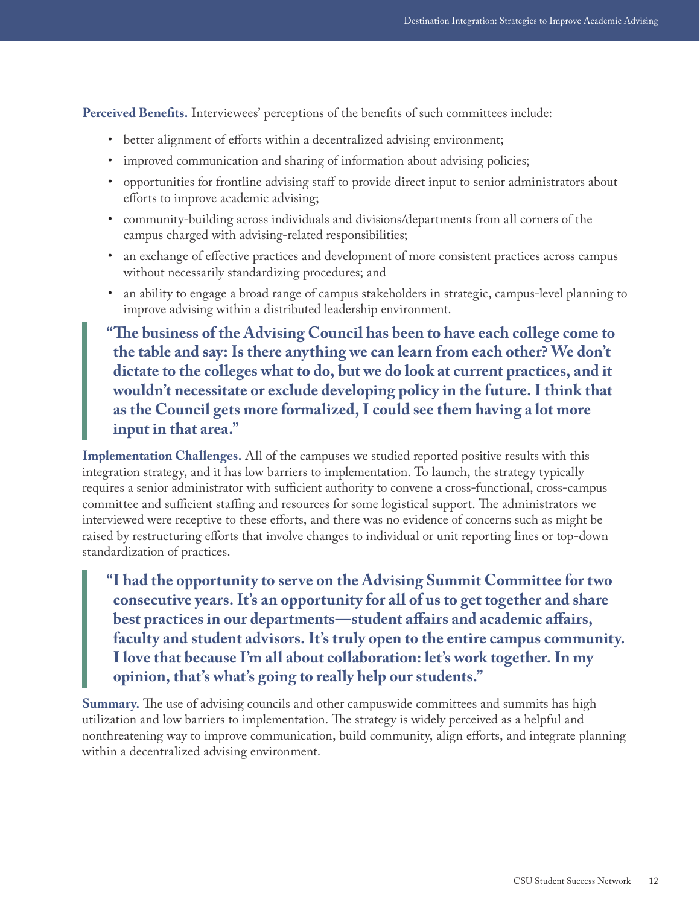**Perceived Benefits.** Interviewees' perceptions of the benefits of such committees include:

- better alignment of efforts within a decentralized advising environment;
- improved communication and sharing of information about advising policies;
- opportunities for frontline advising staff to provide direct input to senior administrators about efforts to improve academic advising;
- community-building across individuals and divisions/departments from all corners of the campus charged with advising-related responsibilities;
- an exchange of effective practices and development of more consistent practices across campus without necessarily standardizing procedures; and
- an ability to engage a broad range of campus stakeholders in strategic, campus-level planning to improve advising within a distributed leadership environment.

> **"The business of the Advising Council has been to have each college come to the table and say: Is there anything we can learn from each other? We don't dictate to the colleges what to do, but we do look at current practices, and it wouldn't necessitate or exclude developing policy in the future. I think that as the Council gets more formalized, I could see them having a lot more input in that area."**

**Implementation Challenges.** All of the campuses we studied reported positive results with this integration strategy, and it has low barriers to implementation. To launch, the strategy typically requires a senior administrator with sufficient authority to convene a cross-functional, cross-campus committee and sufficient staffing and resources for some logistical support. The administrators we interviewed were receptive to these efforts, and there was no evidence of concerns such as might be raised by restructuring efforts that involve changes to individual or unit reporting lines or top-down standardization of practices.

> **"I had the opportunity to serve on the Advising Summit Committee for two consecutive years. It's an opportunity for all of us to get together and share best practices in our departments—student affairs and academic affairs, faculty and student advisors. It's truly open to the entire campus community. I love that because I'm all about collaboration: let's work together. In my opinion, that's what's going to really help our students."**

**Summary.** The use of advising councils and other campuswide committees and summits has high utilization and low barriers to implementation. The strategy is widely perceived as a helpful and nonthreatening way to improve communication, build community, align efforts, and integrate planning within a decentralized advising environment.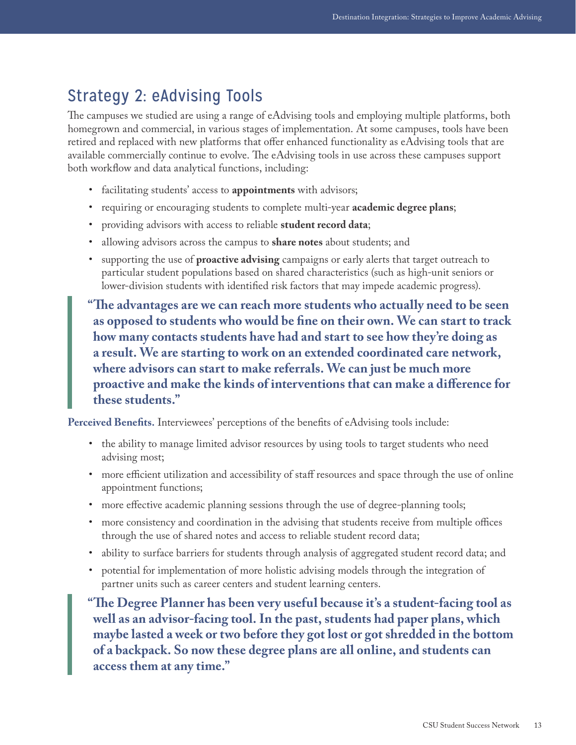## Strategy 2: eAdvising Tools

The campuses we studied are using a range of eAdvising tools and employing multiple platforms, both homegrown and commercial, in various stages of implementation. At some campuses, tools have been retired and replaced with new platforms that offer enhanced functionality as eAdvising tools that are available commercially continue to evolve. The eAdvising tools in use across these campuses support both workflow and data analytical functions, including:

- facilitating students' access to **appointments** with advisors;
- requiring or encouraging students to complete multi-year **academic degree plans**;
- providing advisors with access to reliable **student record data**;
- allowing advisors across the campus to **share notes** about students; and
- supporting the use of **proactive advising** campaigns or early alerts that target outreach to particular student populations based on shared characteristics (such as high-unit seniors or lower-division students with identified risk factors that may impede academic progress).

> **"The advantages are we can reach more students who actually need to be seen as opposed to students who would be fine on their own. We can start to track how many contacts students have had and start to see how they're doing as a result. We are starting to work on an extended coordinated care network, where advisors can start to make referrals. We can just be much more proactive and make the kinds of interventions that can make a difference for these students."**

**Perceived Benefits.** Interviewees' perceptions of the benefits of eAdvising tools include:

- the ability to manage limited advisor resources by using tools to target students who need advising most;
- more efficient utilization and accessibility of staff resources and space through the use of online appointment functions;
- more effective academic planning sessions through the use of degree-planning tools;
- more consistency and coordination in the advising that students receive from multiple offices through the use of shared notes and access to reliable student record data;
- ability to surface barriers for students through analysis of aggregated student record data; and
- potential for implementation of more holistic advising models through the integration of partner units such as career centers and student learning centers.

> **"The Degree Planner has been very useful because it's a student-facing tool as well as an advisor-facing tool. In the past, students had paper plans, which maybe lasted a week or two before they got lost or got shredded in the bottom of a backpack. So now these degree plans are all online, and students can access them at any time."**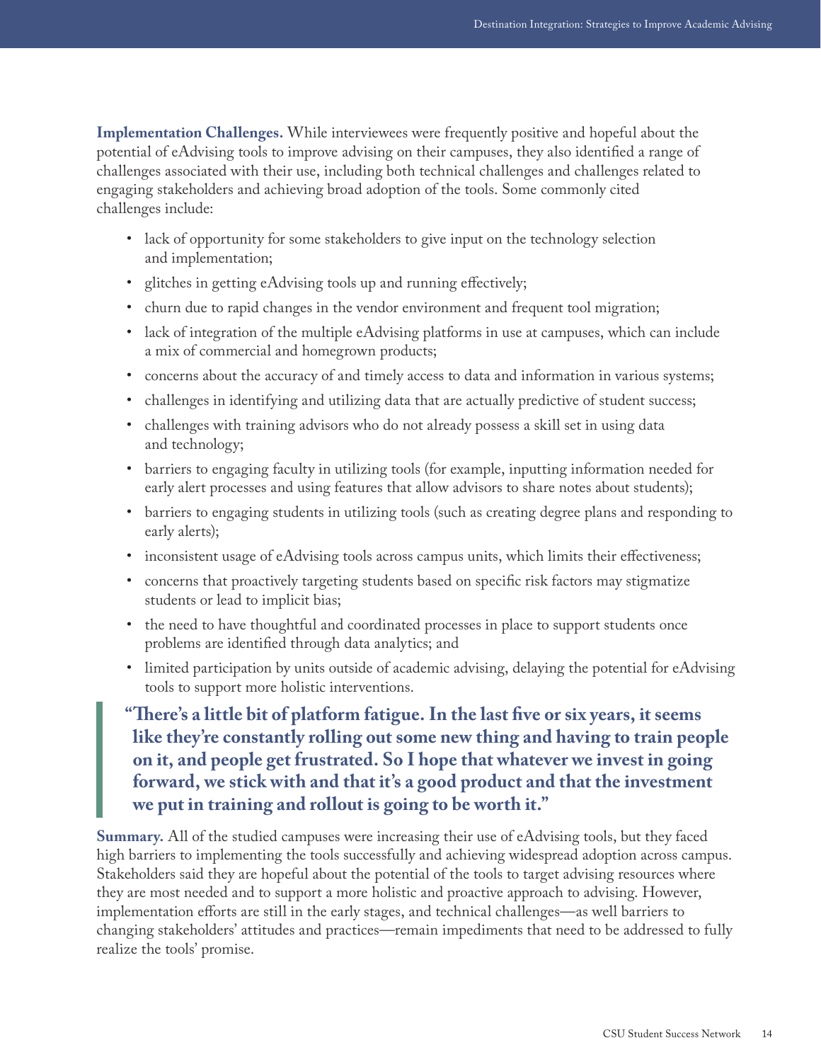**Implementation Challenges.** While interviewees were frequently positive and hopeful about the potential of eAdvising tools to improve advising on their campuses, they also identified a range of challenges associated with their use, including both technical challenges and challenges related to engaging stakeholders and achieving broad adoption of the tools. Some commonly cited challenges include:

- lack of opportunity for some stakeholders to give input on the technology selection and implementation;
- glitches in getting eAdvising tools up and running effectively;
- churn due to rapid changes in the vendor environment and frequent tool migration;
- lack of integration of the multiple eAdvising platforms in use at campuses, which can include a mix of commercial and homegrown products;
- concerns about the accuracy of and timely access to data and information in various systems;
- challenges in identifying and utilizing data that are actually predictive of student success;
- challenges with training advisors who do not already possess a skill set in using data and technology;
- barriers to engaging faculty in utilizing tools (for example, inputting information needed for early alert processes and using features that allow advisors to share notes about students);
- barriers to engaging students in utilizing tools (such as creating degree plans and responding to early alerts);
- inconsistent usage of eAdvising tools across campus units, which limits their effectiveness;
- concerns that proactively targeting students based on specific risk factors may stigmatize students or lead to implicit bias;
- the need to have thoughtful and coordinated processes in place to support students once problems are identified through data analytics; and
- limited participation by units outside of academic advising, delaying the potential for eAdvising tools to support more holistic interventions.

> **"There's a little bit of platform fatigue. In the last five or six years, it seems like they're constantly rolling out some new thing and having to train people on it, and people get frustrated. So I hope that whatever we invest in going forward, we stick with and that it's a good product and that the investment we put in training and rollout is going to be worth it."**

**Summary.** All of the studied campuses were increasing their use of eAdvising tools, but they faced high barriers to implementing the tools successfully and achieving widespread adoption across campus. Stakeholders said they are hopeful about the potential of the tools to target advising resources where they are most needed and to support a more holistic and proactive approach to advising. However, implementation efforts are still in the early stages, and technical challenges—as well barriers to changing stakeholders' attitudes and practices—remain impediments that need to be addressed to fully realize the tools' promise.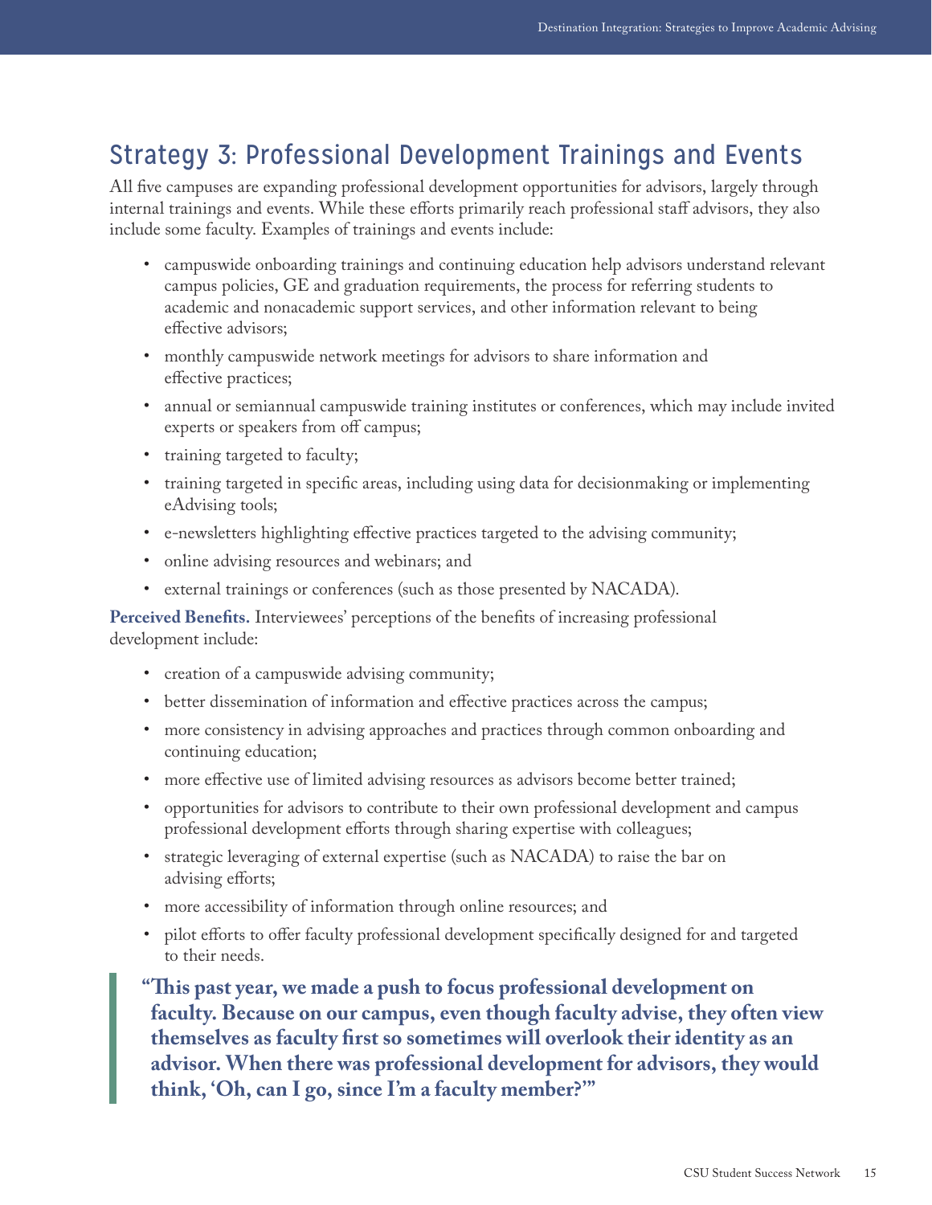## Strategy 3: Professional Development Trainings and Events

All five campuses are expanding professional development opportunities for advisors, largely through internal trainings and events. While these efforts primarily reach professional staff advisors, they also include some faculty. Examples of trainings and events include:

- campuswide onboarding trainings and continuing education help advisors understand relevant campus policies, GE and graduation requirements, the process for referring students to academic and nonacademic support services, and other information relevant to being effective advisors;
- monthly campuswide network meetings for advisors to share information and effective practices;
- annual or semiannual campuswide training institutes or conferences, which may include invited experts or speakers from off campus;
- training targeted to faculty;
- training targeted in specific areas, including using data for decisionmaking or implementing eAdvising tools;
- e-newsletters highlighting effective practices targeted to the advising community;
- online advising resources and webinars; and
- external trainings or conferences (such as those presented by NACADA).

**Perceived Benefits.** Interviewees' perceptions of the benefits of increasing professional development include:

- creation of a campuswide advising community;
- better dissemination of information and effective practices across the campus;
- more consistency in advising approaches and practices through common onboarding and continuing education;
- more effective use of limited advising resources as advisors become better trained;
- opportunities for advisors to contribute to their own professional development and campus professional development efforts through sharing expertise with colleagues;
- strategic leveraging of external expertise (such as NACADA) to raise the bar on advising efforts;
- more accessibility of information through online resources; and
- pilot efforts to offer faculty professional development specifically designed for and targeted to their needs.

> **"This past year, we made a push to focus professional development on faculty. Because on our campus, even though faculty advise, they often view themselves as faculty first so sometimes will overlook their identity as an advisor. When there was professional development for advisors, they would think, 'Oh, can I go, since I'm a faculty member?'"**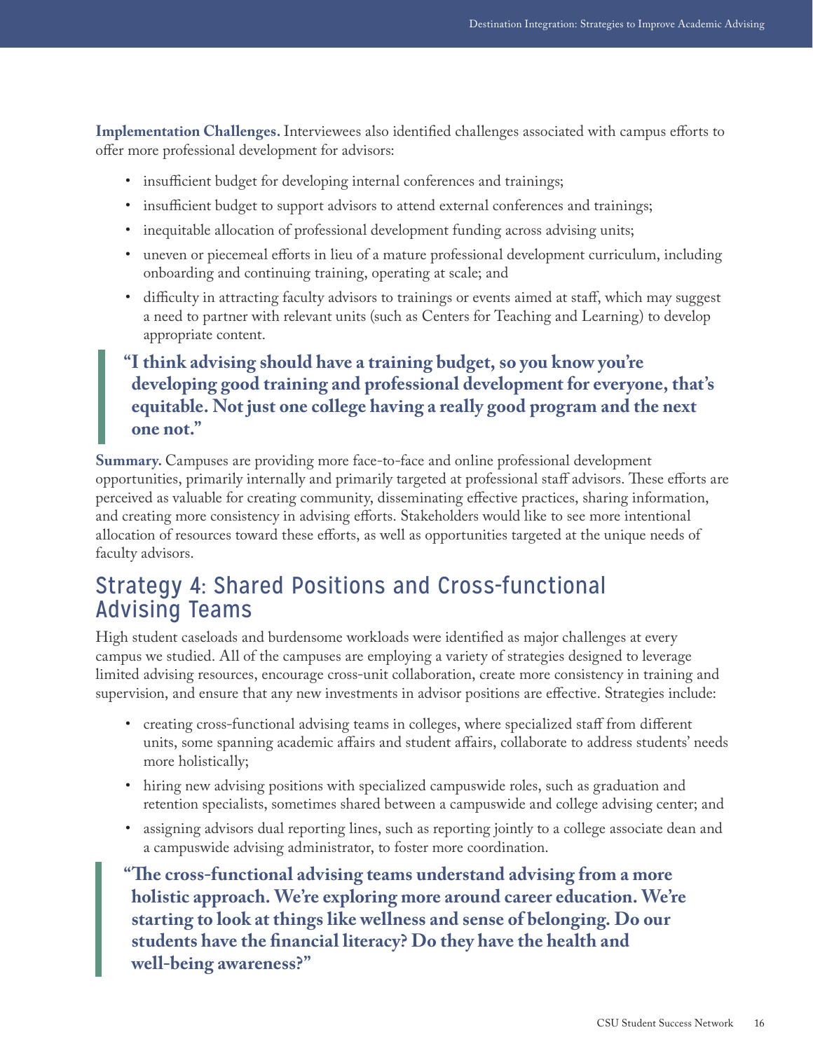**Implementation Challenges.** Interviewees also identified challenges associated with campus efforts to offer more professional development for advisors:

- insufficient budget for developing internal conferences and trainings;
- insufficient budget to support advisors to attend external conferences and trainings;
- inequitable allocation of professional development funding across advising units;
- uneven or piecemeal efforts in lieu of a mature professional development curriculum, including onboarding and continuing training, operating at scale; and
- difficulty in attracting faculty advisors to trainings or events aimed at staff, which may suggest a need to partner with relevant units (such as Centers for Teaching and Learning) to develop appropriate content.

> **"I think advising should have a training budget, so you know you're developing good training and professional development for everyone, that's equitable. Not just one college having a really good program and the next one not."**

**Summary.** Campuses are providing more face-to-face and online professional development opportunities, primarily internally and primarily targeted at professional staff advisors. These efforts are perceived as valuable for creating community, disseminating effective practices, sharing information, and creating more consistency in advising efforts. Stakeholders would like to see more intentional allocation of resources toward these efforts, as well as opportunities targeted at the unique needs of faculty advisors.

## Strategy 4: Shared Positions and Cross-functional Advising Teams

High student caseloads and burdensome workloads were identified as major challenges at every campus we studied. All of the campuses are employing a variety of strategies designed to leverage limited advising resources, encourage cross-unit collaboration, create more consistency in training and supervision, and ensure that any new investments in advisor positions are effective. Strategies include:

- creating cross-functional advising teams in colleges, where specialized staff from different units, some spanning academic affairs and student affairs, collaborate to address students' needs more holistically;
- hiring new advising positions with specialized campuswide roles, such as graduation and retention specialists, sometimes shared between a campuswide and college advising center; and
- assigning advisors dual reporting lines, such as reporting jointly to a college associate dean and a campuswide advising administrator, to foster more coordination.

> **"The cross-functional advising teams understand advising from a more holistic approach. We're exploring more around career education. We're starting to look at things like wellness and sense of belonging. Do our students have the financial literacy? Do they have the health and well-being awareness?"**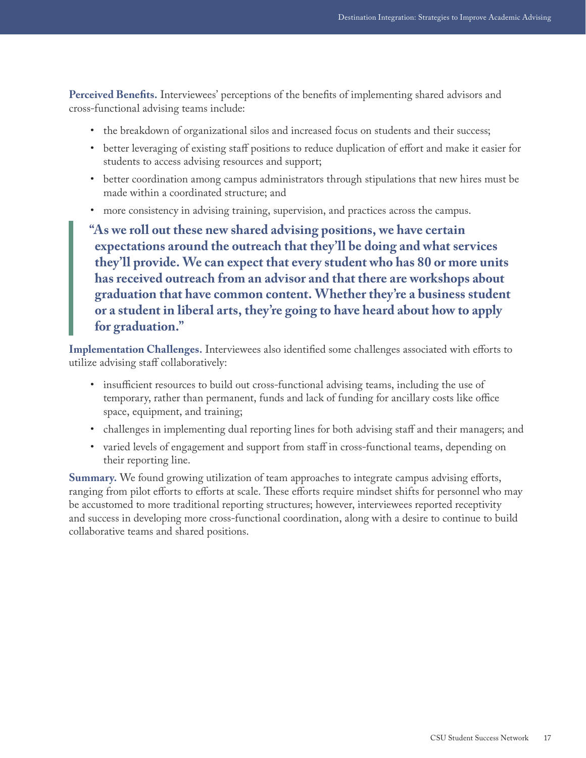**Perceived Benefits.** Interviewees' perceptions of the benefits of implementing shared advisors and cross-functional advising teams include:

- the breakdown of organizational silos and increased focus on students and their success;
- better leveraging of existing staff positions to reduce duplication of effort and make it easier for students to access advising resources and support;
- better coordination among campus administrators through stipulations that new hires must be made within a coordinated structure; and
- more consistency in advising training, supervision, and practices across the campus.

> **"As we roll out these new shared advising positions, we have certain expectations around the outreach that they'll be doing and what services they'll provide. We can expect that every student who has 80 or more units has received outreach from an advisor and that there are workshops about graduation that have common content. Whether they're a business student or a student in liberal arts, they're going to have heard about how to apply for graduation."**

**Implementation Challenges.** Interviewees also identified some challenges associated with efforts to utilize advising staff collaboratively:

- insufficient resources to build out cross-functional advising teams, including the use of temporary, rather than permanent, funds and lack of funding for ancillary costs like office space, equipment, and training;
- challenges in implementing dual reporting lines for both advising staff and their managers; and
- varied levels of engagement and support from staff in cross-functional teams, depending on their reporting line.

**Summary.** We found growing utilization of team approaches to integrate campus advising efforts, ranging from pilot efforts to efforts at scale. These efforts require mindset shifts for personnel who may be accustomed to more traditional reporting structures; however, interviewees reported receptivity and success in developing more cross-functional coordination, along with a desire to continue to build collaborative teams and shared positions.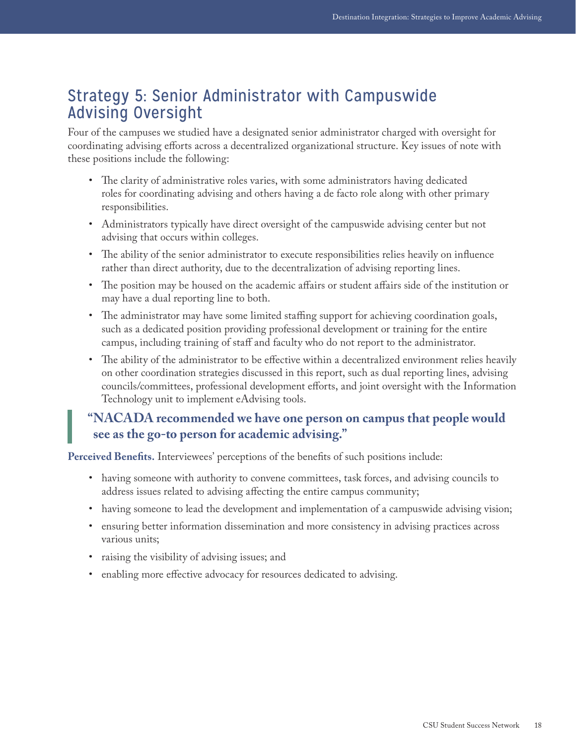## Strategy 5: Senior Administrator with Campuswide Advising Oversight

Four of the campuses we studied have a designated senior administrator charged with oversight for coordinating advising efforts across a decentralized organizational structure. Key issues of note with these positions include the following:

- The clarity of administrative roles varies, with some administrators having dedicated roles for coordinating advising and others having a de facto role along with other primary responsibilities.
- Administrators typically have direct oversight of the campuswide advising center but not advising that occurs within colleges.
- The ability of the senior administrator to execute responsibilities relies heavily on influence rather than direct authority, due to the decentralization of advising reporting lines.
- The position may be housed on the academic affairs or student affairs side of the institution or may have a dual reporting line to both.
- The administrator may have some limited staffing support for achieving coordination goals, such as a dedicated position providing professional development or training for the entire campus, including training of staff and faculty who do not report to the administrator.
- The ability of the administrator to be effective within a decentralized environment relies heavily on other coordination strategies discussed in this report, such as dual reporting lines, advising councils/committees, professional development efforts, and joint oversight with the Information Technology unit to implement eAdvising tools.

> **"NACADA recommended we have one person on campus that people would see as the go-to person for academic advising."**

**Perceived Benefits.** Interviewees' perceptions of the benefits of such positions include:

- having someone with authority to convene committees, task forces, and advising councils to address issues related to advising affecting the entire campus community;
- having someone to lead the development and implementation of a campuswide advising vision;
- ensuring better information dissemination and more consistency in advising practices across various units;
- raising the visibility of advising issues; and
- enabling more effective advocacy for resources dedicated to advising.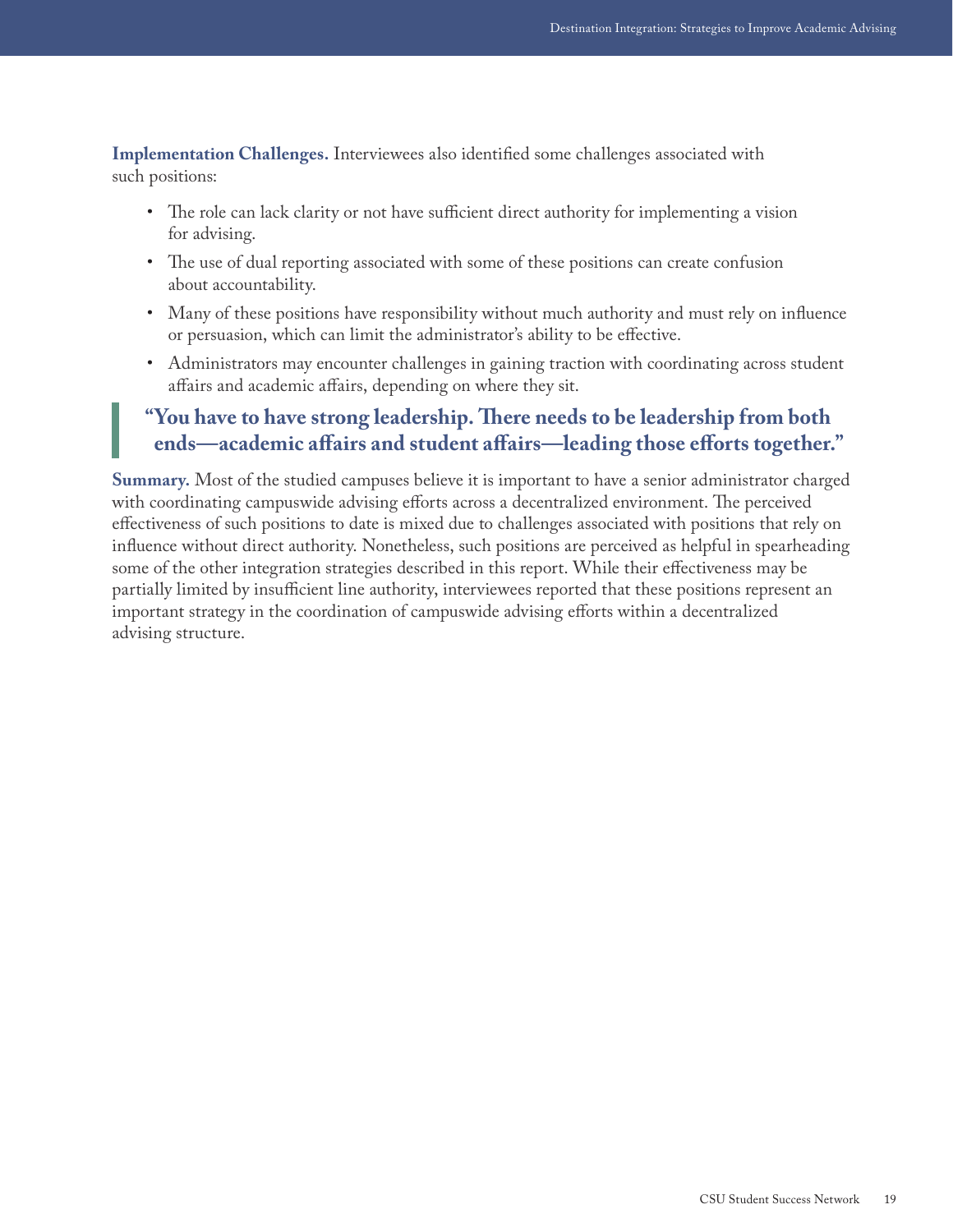**Implementation Challenges.** Interviewees also identified some challenges associated with such positions:

- The role can lack clarity or not have sufficient direct authority for implementing a vision for advising.
- The use of dual reporting associated with some of these positions can create confusion about accountability.
- Many of these positions have responsibility without much authority and must rely on influence or persuasion, which can limit the administrator's ability to be effective.
- Administrators may encounter challenges in gaining traction with coordinating across student affairs and academic affairs, depending on where they sit.

> **"You have to have strong leadership. There needs to be leadership from both ends—academic affairs and student affairs—leading those efforts together."**

**Summary.** Most of the studied campuses believe it is important to have a senior administrator charged with coordinating campuswide advising efforts across a decentralized environment. The perceived effectiveness of such positions to date is mixed due to challenges associated with positions that rely on influence without direct authority. Nonetheless, such positions are perceived as helpful in spearheading some of the other integration strategies described in this report. While their effectiveness may be partially limited by insufficient line authority, interviewees reported that these positions represent an important strategy in the coordination of campuswide advising efforts within a decentralized advising structure.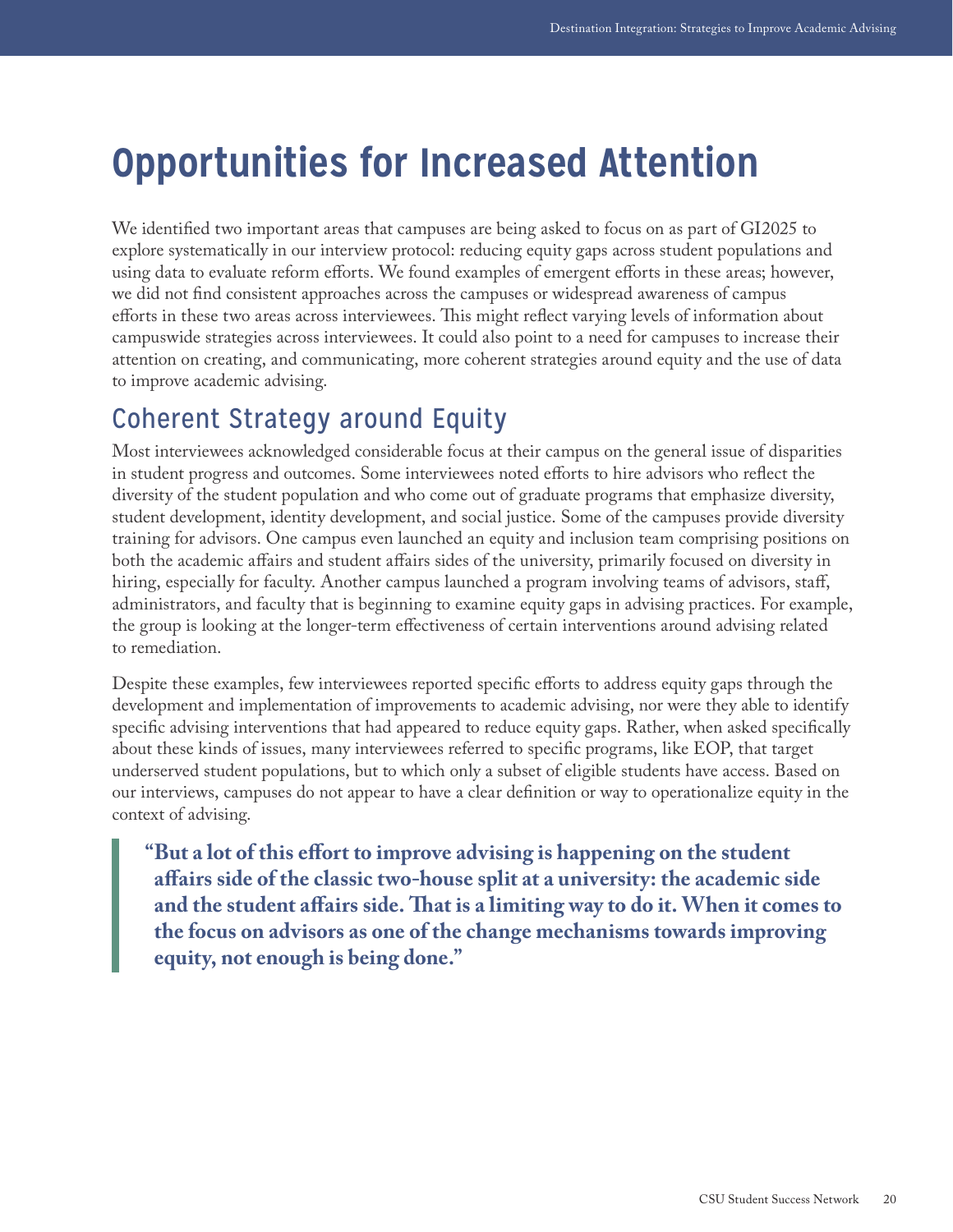# Opportunities for Increased Attention

We identified two important areas that campuses are being asked to focus on as part of GI2025 to explore systematically in our interview protocol: reducing equity gaps across student populations and using data to evaluate reform efforts. We found examples of emergent efforts in these areas; however, we did not find consistent approaches across the campuses or widespread awareness of campus efforts in these two areas across interviewees. This might reflect varying levels of information about campuswide strategies across interviewees. It could also point to a need for campuses to increase their attention on creating, and communicating, more coherent strategies around equity and the use of data to improve academic advising.

## Coherent Strategy around Equity

Most interviewees acknowledged considerable focus at their campus on the general issue of disparities in student progress and outcomes. Some interviewees noted efforts to hire advisors who reflect the diversity of the student population and who come out of graduate programs that emphasize diversity, student development, identity development, and social justice. Some of the campuses provide diversity training for advisors. One campus even launched an equity and inclusion team comprising positions on both the academic affairs and student affairs sides of the university, primarily focused on diversity in hiring, especially for faculty. Another campus launched a program involving teams of advisors, staff, administrators, and faculty that is beginning to examine equity gaps in advising practices. For example, the group is looking at the longer-term effectiveness of certain interventions around advising related to remediation.

Despite these examples, few interviewees reported specific efforts to address equity gaps through the development and implementation of improvements to academic advising, nor were they able to identify specific advising interventions that had appeared to reduce equity gaps. Rather, when asked specifically about these kinds of issues, many interviewees referred to specific programs, like EOP, that target underserved student populations, but to which only a subset of eligible students have access. Based on our interviews, campuses do not appear to have a clear definition or way to operationalize equity in the context of advising.

> **"But a lot of this effort to improve advising is happening on the student affairs side of the classic two-house split at a university: the academic side and the student affairs side. That is a limiting way to do it. When it comes to the focus on advisors as one of the change mechanisms towards improving equity, not enough is being done."**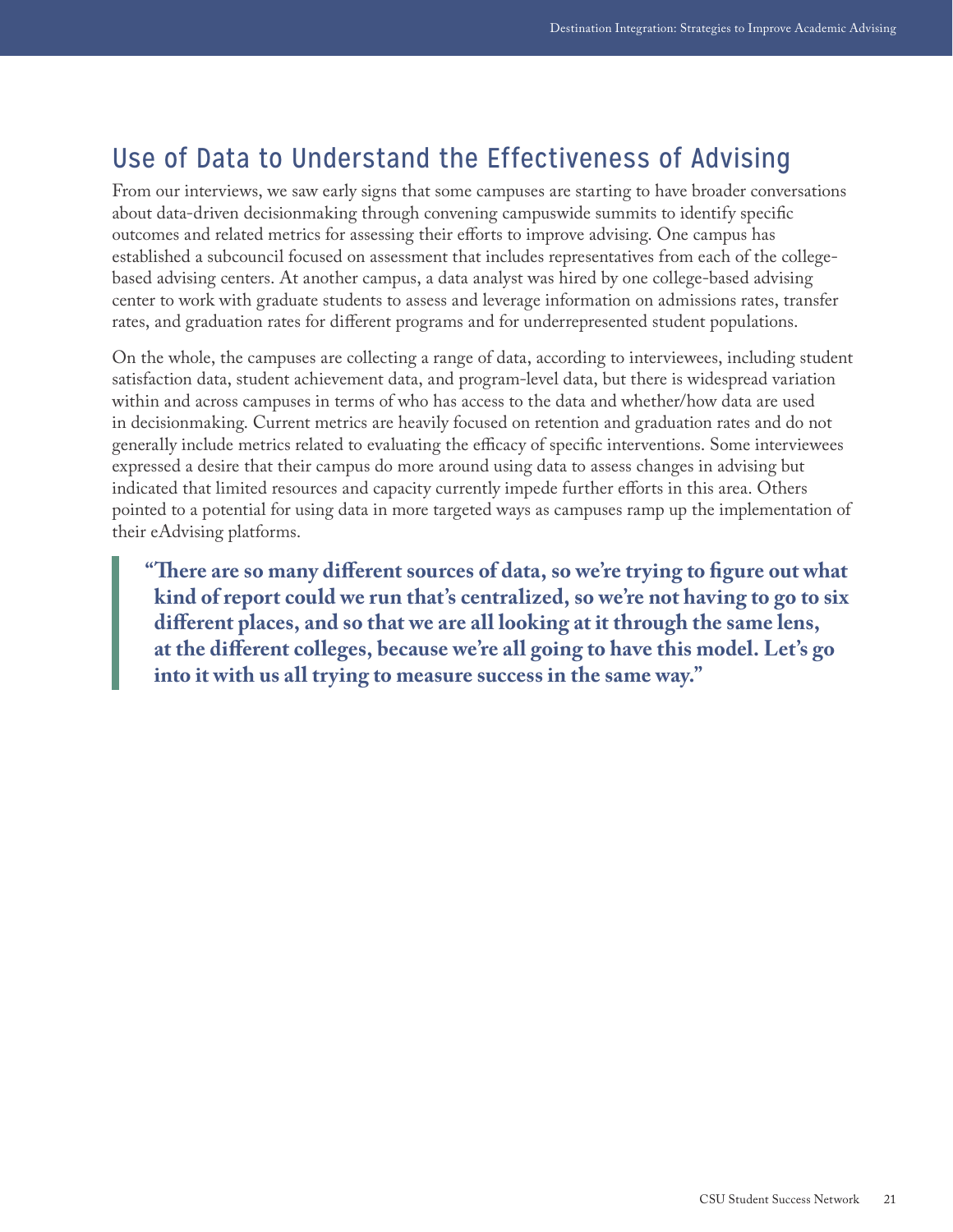## Use of Data to Understand the Effectiveness of Advising

From our interviews, we saw early signs that some campuses are starting to have broader conversations about data-driven decisionmaking through convening campuswide summits to identify specific outcomes and related metrics for assessing their efforts to improve advising. One campus has established a subcouncil focused on assessment that includes representatives from each of the college-based advising centers. At another campus, a data analyst was hired by one college-based advising center to work with graduate students to assess and leverage information on admissions rates, transfer rates, and graduation rates for different programs and for underrepresented student populations.

On the whole, the campuses are collecting a range of data, according to interviewees, including student satisfaction data, student achievement data, and program-level data, but there is widespread variation within and across campuses in terms of who has access to the data and whether/how data are used in decisionmaking. Current metrics are heavily focused on retention and graduation rates and do not generally include metrics related to evaluating the efficacy of specific interventions. Some interviewees expressed a desire that their campus do more around using data to assess changes in advising but indicated that limited resources and capacity currently impede further efforts in this area. Others pointed to a potential for using data in more targeted ways as campuses ramp up the implementation of their eAdvising platforms.

> **"There are so many different sources of data, so we're trying to figure out what kind of report could we run that's centralized, so we're not having to go to six different places, and so that we are all looking at it through the same lens, at the different colleges, because we're all going to have this model. Let's go into it with us all trying to measure success in the same way."**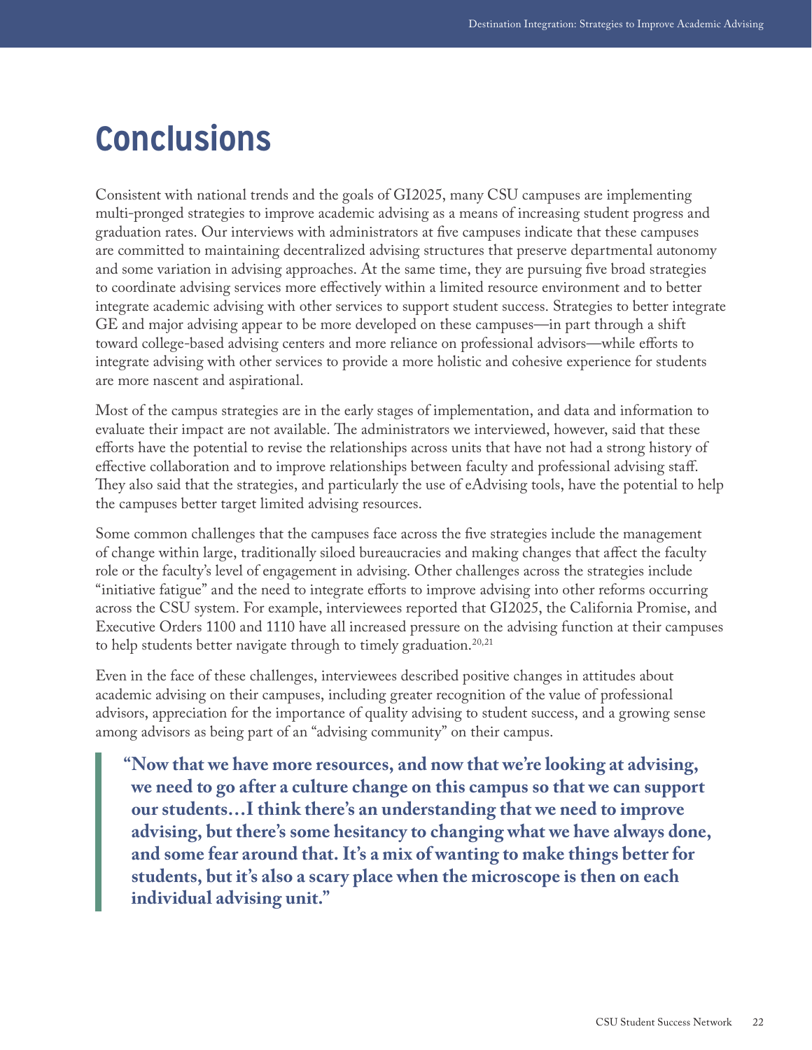# Conclusions

Consistent with national trends and the goals of GI2025, many CSU campuses are implementing multi-pronged strategies to improve academic advising as a means of increasing student progress and graduation rates. Our interviews with administrators at five campuses indicate that these campuses are committed to maintaining decentralized advising structures that preserve departmental autonomy and some variation in advising approaches. At the same time, they are pursuing five broad strategies to coordinate advising services more effectively within a limited resource environment and to better integrate academic advising with other services to support student success. Strategies to better integrate GE and major advising appear to be more developed on these campuses—in part through a shift toward college-based advising centers and more reliance on professional advisors—while efforts to integrate advising with other services to provide a more holistic and cohesive experience for students are more nascent and aspirational.

Most of the campus strategies are in the early stages of implementation, and data and information to evaluate their impact are not available. The administrators we interviewed, however, said that these efforts have the potential to revise the relationships across units that have not had a strong history of effective collaboration and to improve relationships between faculty and professional advising staff. They also said that the strategies, and particularly the use of eAdvising tools, have the potential to help the campuses better target limited advising resources.

Some common challenges that the campuses face across the five strategies include the management of change within large, traditionally siloed bureaucracies and making changes that affect the faculty role or the faculty's level of engagement in advising. Other challenges across the strategies include "initiative fatigue" and the need to integrate efforts to improve advising into other reforms occurring across the CSU system. For example, interviewees reported that GI2025, the California Promise, and Executive Orders 1100 and 1110 have all increased pressure on the advising function at their campuses to help students better navigate through to timely graduation.[20,21]

Even in the face of these challenges, interviewees described positive changes in attitudes about academic advising on their campuses, including greater recognition of the value of professional advisors, appreciation for the importance of quality advising to student success, and a growing sense among advisors as being part of an "advising community" on their campus.

> **"Now that we have more resources, and now that we're looking at advising, we need to go after a culture change on this campus so that we can support our students…I think there's an understanding that we need to improve advising, but there's some hesitancy to changing what we have always done, and some fear around that. It's a mix of wanting to make things better for students, but it's also a scary place when the microscope is then on each individual advising unit."**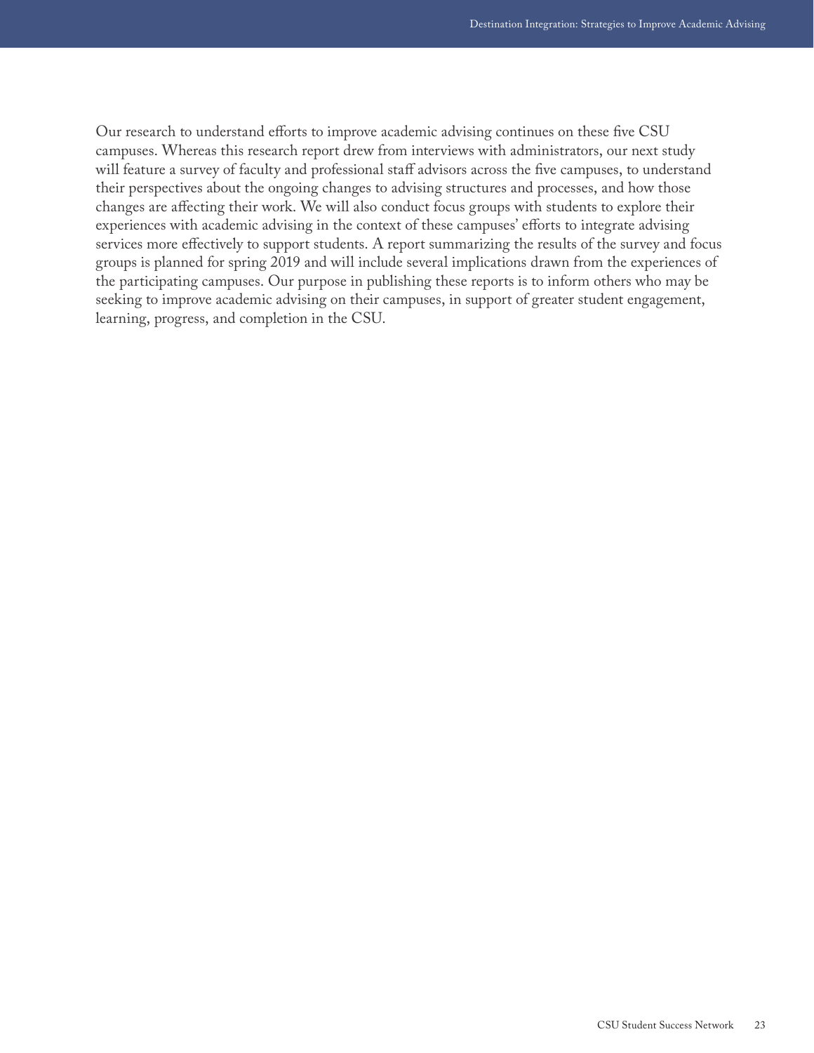Our research to understand efforts to improve academic advising continues on these five CSU campuses. Whereas this research report drew from interviews with administrators, our next study will feature a survey of faculty and professional staff advisors across the five campuses, to understand their perspectives about the ongoing changes to advising structures and processes, and how those changes are affecting their work. We will also conduct focus groups with students to explore their experiences with academic advising in the context of these campuses' efforts to integrate advising services more effectively to support students. A report summarizing the results of the survey and focus groups is planned for spring 2019 and will include several implications drawn from the experiences of the participating campuses. Our purpose in publishing these reports is to inform others who may be seeking to improve academic advising on their campuses, in support of greater student engagement, learning, progress, and completion in the CSU.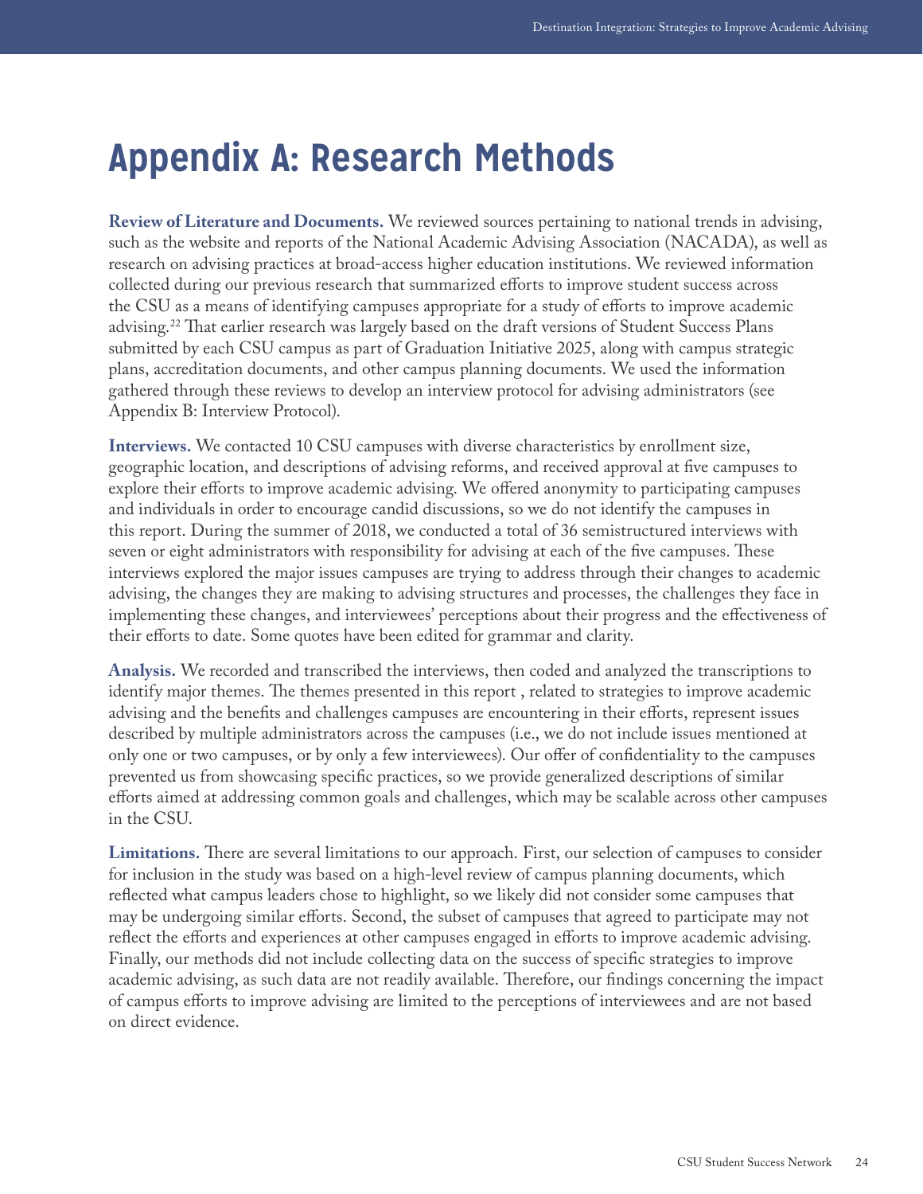# Appendix A: Research Methods

**Review of Literature and Documents.** We reviewed sources pertaining to national trends in advising, such as the website and reports of the National Academic Advising Association (NACADA), as well as research on advising practices at broad-access higher education institutions. We reviewed information collected during our previous research that summarized efforts to improve student success across the CSU as a means of identifying campuses appropriate for a study of efforts to improve academic advising.[22] That earlier research was largely based on the draft versions of Student Success Plans submitted by each CSU campus as part of Graduation Initiative 2025, along with campus strategic plans, accreditation documents, and other campus planning documents. We used the information gathered through these reviews to develop an interview protocol for advising administrators (see Appendix B: Interview Protocol).

**Interviews.** We contacted 10 CSU campuses with diverse characteristics by enrollment size, geographic location, and descriptions of advising reforms, and received approval at five campuses to explore their efforts to improve academic advising. We offered anonymity to participating campuses and individuals in order to encourage candid discussions, so we do not identify the campuses in this report. During the summer of 2018, we conducted a total of 36 semistructured interviews with seven or eight administrators with responsibility for advising at each of the five campuses. These interviews explored the major issues campuses are trying to address through their changes to academic advising, the changes they are making to advising structures and processes, the challenges they face in implementing these changes, and interviewees' perceptions about their progress and the effectiveness of their efforts to date. Some quotes have been edited for grammar and clarity.

**Analysis.** We recorded and transcribed the interviews, then coded and analyzed the transcriptions to identify major themes. The themes presented in this report , related to strategies to improve academic advising and the benefits and challenges campuses are encountering in their efforts, represent issues described by multiple administrators across the campuses (i.e., we do not include issues mentioned at only one or two campuses, or by only a few interviewees). Our offer of confidentiality to the campuses prevented us from showcasing specific practices, so we provide generalized descriptions of similar efforts aimed at addressing common goals and challenges, which may be scalable across other campuses in the CSU.

**Limitations.** There are several limitations to our approach. First, our selection of campuses to consider for inclusion in the study was based on a high-level review of campus planning documents, which reflected what campus leaders chose to highlight, so we likely did not consider some campuses that may be undergoing similar efforts. Second, the subset of campuses that agreed to participate may not reflect the efforts and experiences at other campuses engaged in efforts to improve academic advising. Finally, our methods did not include collecting data on the success of specific strategies to improve academic advising, as such data are not readily available. Therefore, our findings concerning the impact of campus efforts to improve advising are limited to the perceptions of interviewees and are not based on direct evidence.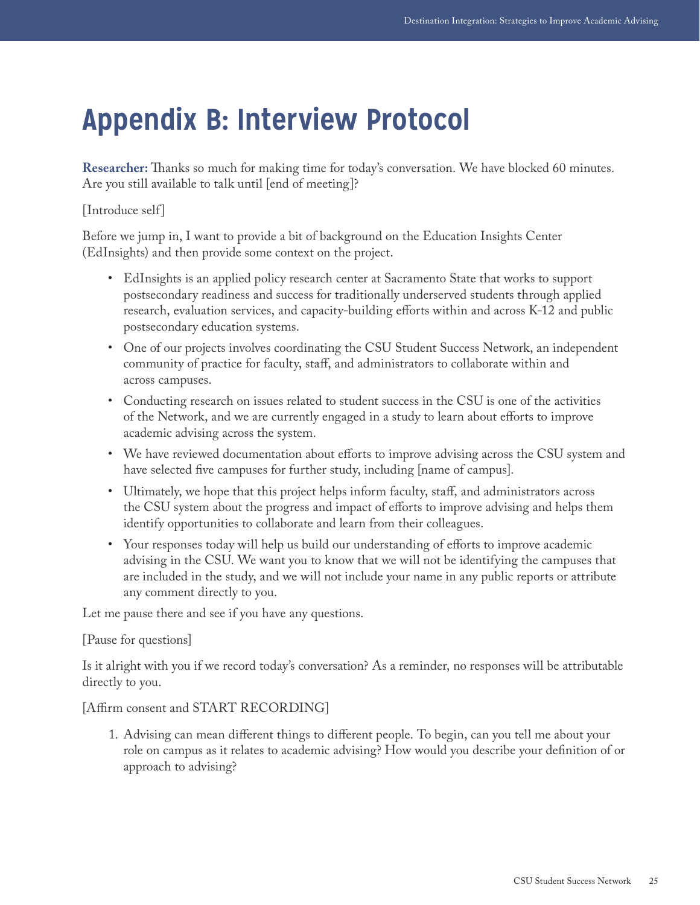# Appendix B: Interview Protocol

**Researcher:** Thanks so much for making time for today's conversation. We have blocked 60 minutes. Are you still available to talk until [end of meeting]?

[Introduce self]

Before we jump in, I want to provide a bit of background on the Education Insights Center (EdInsights) and then provide some context on the project.

- EdInsights is an applied policy research center at Sacramento State that works to support postsecondary readiness and success for traditionally underserved students through applied research, evaluation services, and capacity-building efforts within and across K-12 and public postsecondary education systems.
- One of our projects involves coordinating the CSU Student Success Network, an independent community of practice for faculty, staff, and administrators to collaborate within and across campuses.
- Conducting research on issues related to student success in the CSU is one of the activities of the Network, and we are currently engaged in a study to learn about efforts to improve academic advising across the system.
- We have reviewed documentation about efforts to improve advising across the CSU system and have selected five campuses for further study, including [name of campus].
- Ultimately, we hope that this project helps inform faculty, staff, and administrators across the CSU system about the progress and impact of efforts to improve advising and helps them identify opportunities to collaborate and learn from their colleagues.
- Your responses today will help us build our understanding of efforts to improve academic advising in the CSU. We want you to know that we will not be identifying the campuses that are included in the study, and we will not include your name in any public reports or attribute any comment directly to you.

Let me pause there and see if you have any questions.

[Pause for questions]

Is it alright with you if we record today's conversation? As a reminder, no responses will be attributable directly to you.

[Affirm consent and START RECORDING]

1. Advising can mean different things to different people. To begin, can you tell me about your role on campus as it relates to academic advising? How would you describe your definition of or approach to advising?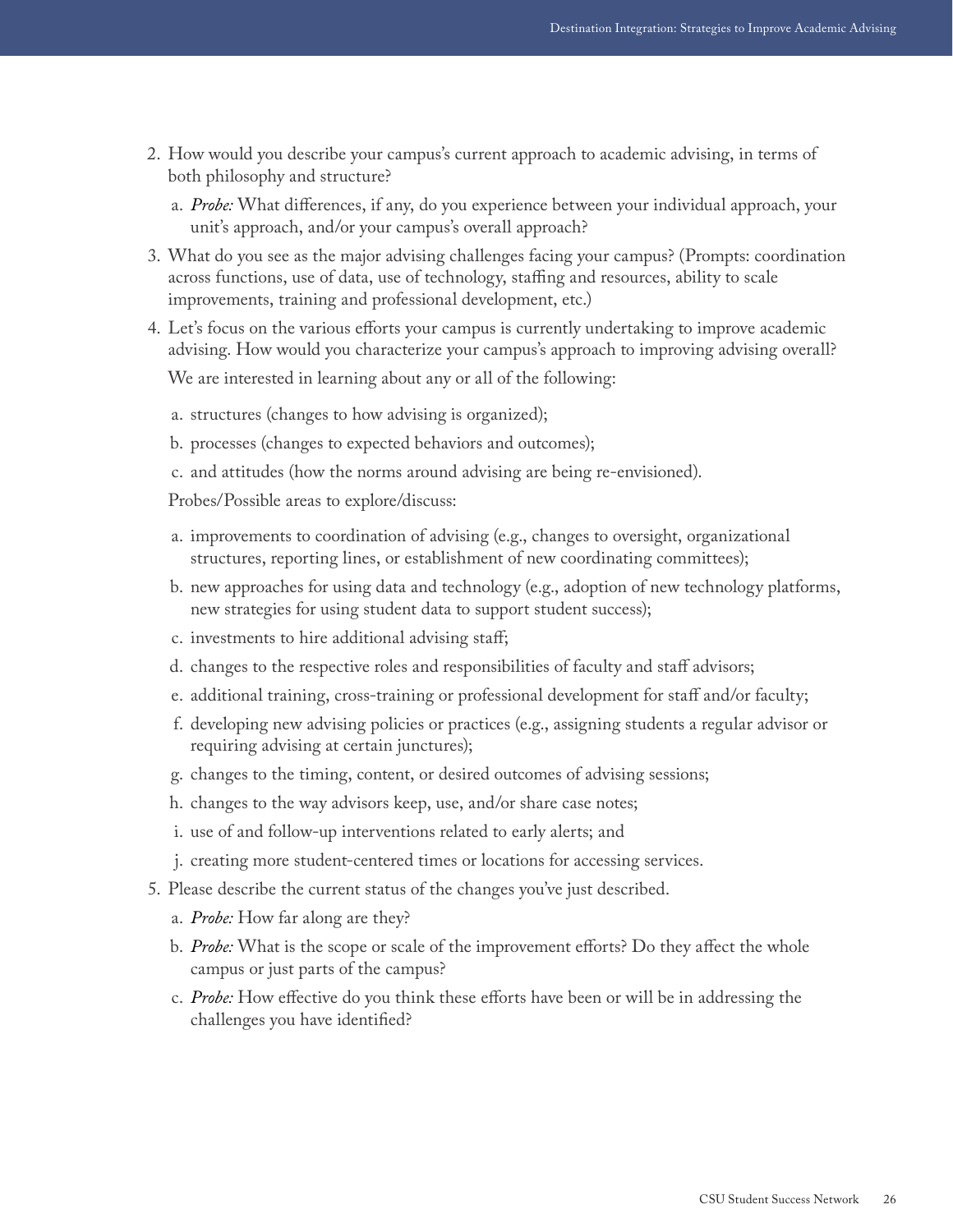2. How would you describe your campus's current approach to academic advising, in terms of both philosophy and structure?
   a. *Probe:* What differences, if any, do you experience between your individual approach, your unit's approach, and/or your campus's overall approach?
3. What do you see as the major advising challenges facing your campus? (Prompts: coordination across functions, use of data, use of technology, staffing and resources, ability to scale improvements, training and professional development, etc.)
4. Let's focus on the various efforts your campus is currently undertaking to improve academic advising. How would you characterize your campus's approach to improving advising overall?

   We are interested in learning about any or all of the following:

   a. structures (changes to how advising is organized);
   b. processes (changes to expected behaviors and outcomes);
   c. and attitudes (how the norms around advising are being re-envisioned).

   Probes/Possible areas to explore/discuss:

   a. improvements to coordination of advising (e.g., changes to oversight, organizational structures, reporting lines, or establishment of new coordinating committees);
   b. new approaches for using data and technology (e.g., adoption of new technology platforms, new strategies for using student data to support student success);
   c. investments to hire additional advising staff;
   d. changes to the respective roles and responsibilities of faculty and staff advisors;
   e. additional training, cross-training or professional development for staff and/or faculty;
   f. developing new advising policies or practices (e.g., assigning students a regular advisor or requiring advising at certain junctures);
   g. changes to the timing, content, or desired outcomes of advising sessions;
   h. changes to the way advisors keep, use, and/or share case notes;
   i. use of and follow-up interventions related to early alerts; and
   j. creating more student-centered times or locations for accessing services.
5. Please describe the current status of the changes you've just described.
   a. *Probe:* How far along are they?
   b. *Probe:* What is the scope or scale of the improvement efforts? Do they affect the whole campus or just parts of the campus?
   c. *Probe:* How effective do you think these efforts have been or will be in addressing the challenges you have identified?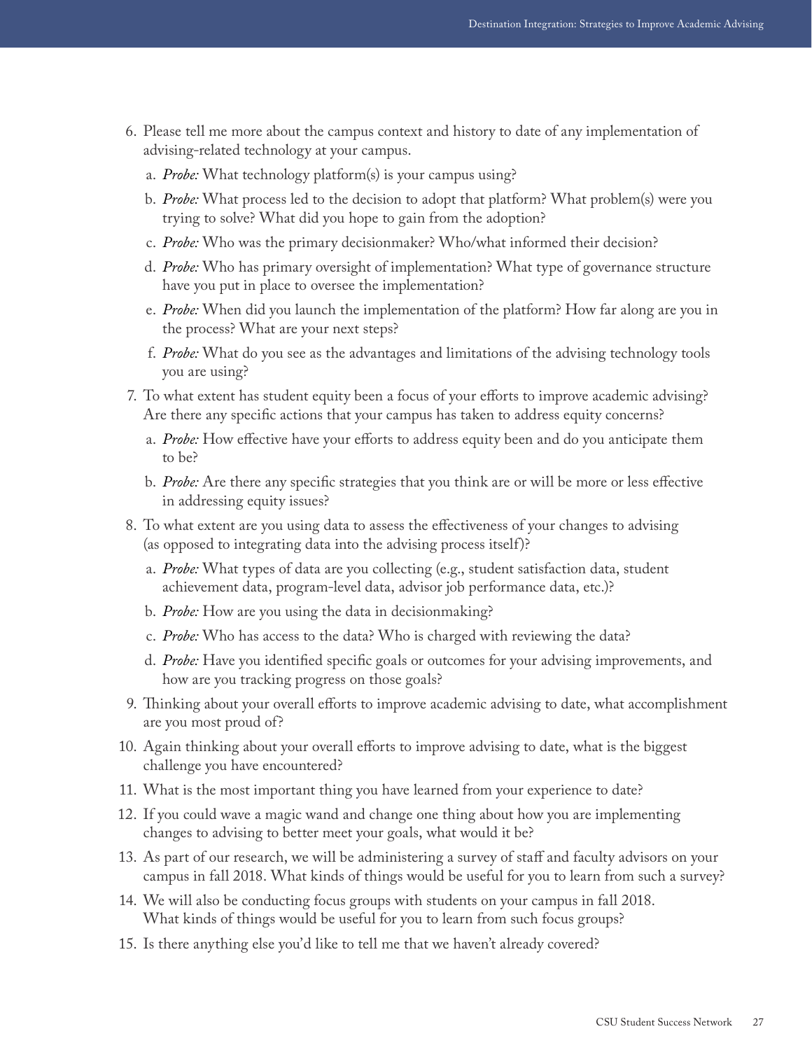6. Please tell me more about the campus context and history to date of any implementation of advising-related technology at your campus.
   a. *Probe:* What technology platform(s) is your campus using?
   b. *Probe:* What process led to the decision to adopt that platform? What problem(s) were you trying to solve? What did you hope to gain from the adoption?
   c. *Probe:* Who was the primary decisionmaker? Who/what informed their decision?
   d. *Probe:* Who has primary oversight of implementation? What type of governance structure have you put in place to oversee the implementation?
   e. *Probe:* When did you launch the implementation of the platform? How far along are you in the process? What are your next steps?
   f. *Probe:* What do you see as the advantages and limitations of the advising technology tools you are using?
7. To what extent has student equity been a focus of your efforts to improve academic advising? Are there any specific actions that your campus has taken to address equity concerns?
   a. *Probe:* How effective have your efforts to address equity been and do you anticipate them to be?
   b. *Probe:* Are there any specific strategies that you think are or will be more or less effective in addressing equity issues?
8. To what extent are you using data to assess the effectiveness of your changes to advising (as opposed to integrating data into the advising process itself)?
   a. *Probe:* What types of data are you collecting (e.g., student satisfaction data, student achievement data, program-level data, advisor job performance data, etc.)?
   b. *Probe:* How are you using the data in decisionmaking?
   c. *Probe:* Who has access to the data? Who is charged with reviewing the data?
   d. *Probe:* Have you identified specific goals or outcomes for your advising improvements, and how are you tracking progress on those goals?
9. Thinking about your overall efforts to improve academic advising to date, what accomplishment are you most proud of?
10. Again thinking about your overall efforts to improve advising to date, what is the biggest challenge you have encountered?
11. What is the most important thing you have learned from your experience to date?
12. If you could wave a magic wand and change one thing about how you are implementing changes to advising to better meet your goals, what would it be?
13. As part of our research, we will be administering a survey of staff and faculty advisors on your campus in fall 2018. What kinds of things would be useful for you to learn from such a survey?
14. We will also be conducting focus groups with students on your campus in fall 2018. What kinds of things would be useful for you to learn from such focus groups?
15. Is there anything else you'd like to tell me that we haven't already covered?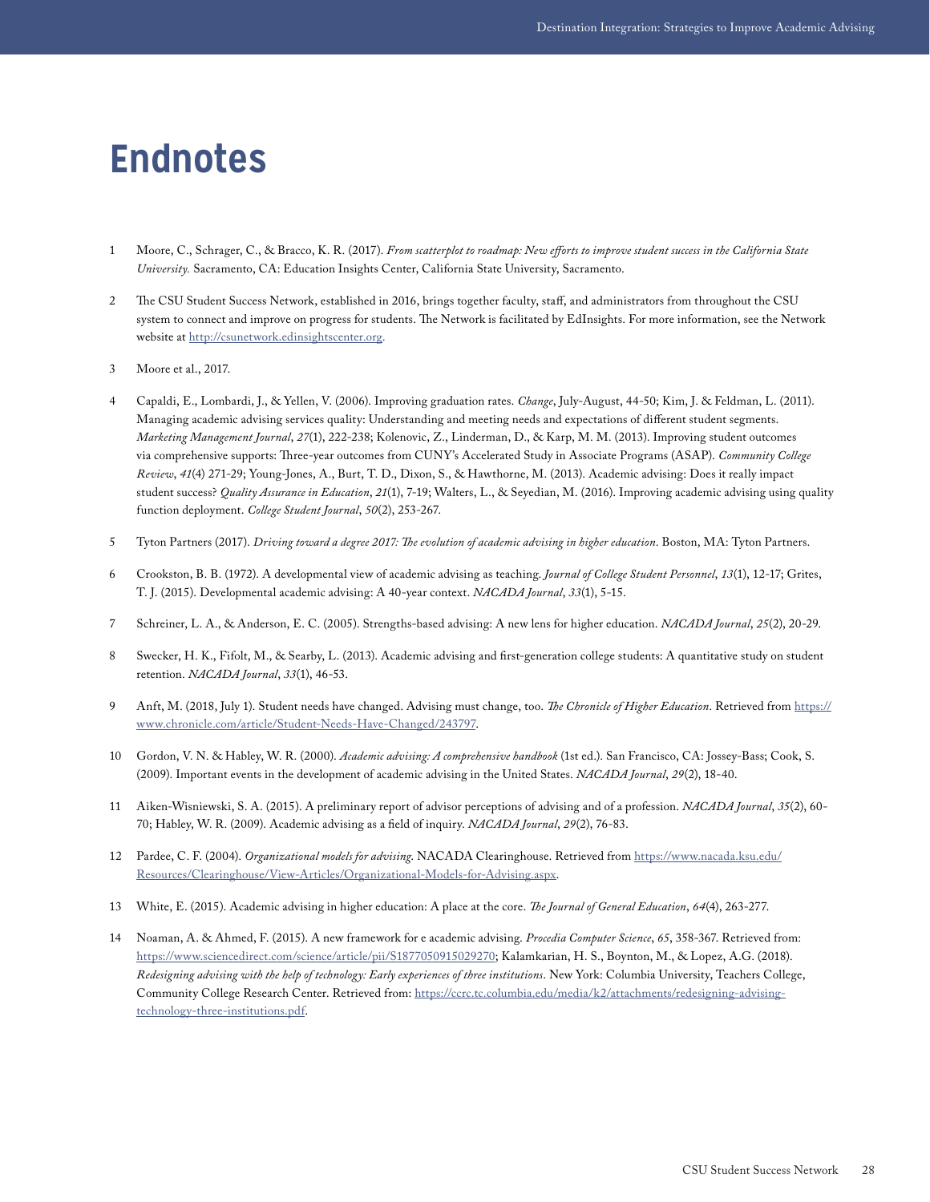# Endnotes

1 Moore, C., Schrager, C., & Bracco, K. R. (2017). *From scatterplot to roadmap: New efforts to improve student success in the California State University.* Sacramento, CA: Education Insights Center, California State University, Sacramento.

2 The CSU Student Success Network, established in 2016, brings together faculty, staff, and administrators from throughout the CSU system to connect and improve on progress for students. The Network is facilitated by EdInsights. For more information, see the Network website at http://csunetwork.edinsightscenter.org.

3 Moore et al., 2017.

4 Capaldi, E., Lombardi, J., & Yellen, V. (2006). Improving graduation rates. *Change*, July-August, 44-50; Kim, J. & Feldman, L. (2011). Managing academic advising services quality: Understanding and meeting needs and expectations of different student segments. *Marketing Management Journal*, *27*(1), 222-238; Kolenovic, Z., Linderman, D., & Karp, M. M. (2013). Improving student outcomes via comprehensive supports: Three-year outcomes from CUNY's Accelerated Study in Associate Programs (ASAP). *Community College Review*, *41*(4) 271-29; Young-Jones, A., Burt, T. D., Dixon, S., & Hawthorne, M. (2013). Academic advising: Does it really impact student success? *Quality Assurance in Education*, *21*(1), 7-19; Walters, L., & Seyedian, M. (2016). Improving academic advising using quality function deployment. *College Student Journal*, *50*(2), 253-267.

5 Tyton Partners (2017). *Driving toward a degree 2017: The evolution of academic advising in higher education*. Boston, MA: Tyton Partners.

6 Crookston, B. B. (1972). A developmental view of academic advising as teaching. *Journal of College Student Personnel*, *13*(1), 12-17; Grites, T. J. (2015). Developmental academic advising: A 40-year context. *NACADA Journal*, *33*(1), 5-15.

7 Schreiner, L. A., & Anderson, E. C. (2005). Strengths-based advising: A new lens for higher education. *NACADA Journal*, *25*(2), 20-29.

8 Swecker, H. K., Fifolt, M., & Searby, L. (2013). Academic advising and first-generation college students: A quantitative study on student retention. *NACADA Journal*, *33*(1), 46-53.

9 Anft, M. (2018, July 1). Student needs have changed. Advising must change, too. *The Chronicle of Higher Education*. Retrieved from https://www.chronicle.com/article/Student-Needs-Have-Changed/243797.

10 Gordon, V. N. & Habley, W. R. (2000). *Academic advising: A comprehensive handbook* (1st ed.). San Francisco, CA: Jossey-Bass; Cook, S. (2009). Important events in the development of academic advising in the United States. *NACADA Journal*, *29*(2), 18-40.

11 Aiken-Wisniewski, S. A. (2015). A preliminary report of advisor perceptions of advising and of a profession. *NACADA Journal*, *35*(2), 60-70; Habley, W. R. (2009). Academic advising as a field of inquiry. *NACADA Journal*, *29*(2), 76-83.

12 Pardee, C. F. (2004). *Organizational models for advising*. NACADA Clearinghouse. Retrieved from https://www.nacada.ksu.edu/Resources/Clearinghouse/View-Articles/Organizational-Models-for-Advising.aspx.

13 White, E. (2015). Academic advising in higher education: A place at the core. *The Journal of General Education*, *64*(4), 263-277.

14 Noaman, A. & Ahmed, F. (2015). A new framework for e academic advising. *Procedia Computer Science*, *65*, 358-367. Retrieved from: https://www.sciencedirect.com/science/article/pii/S1877050915029270; Kalamkarian, H. S., Boynton, M., & Lopez, A.G. (2018). *Redesigning advising with the help of technology: Early experiences of three institutions*. New York: Columbia University, Teachers College, Community College Research Center. Retrieved from: https://ccrc.tc.columbia.edu/media/k2/attachments/redesigning-advising-technology-three-institutions.pdf.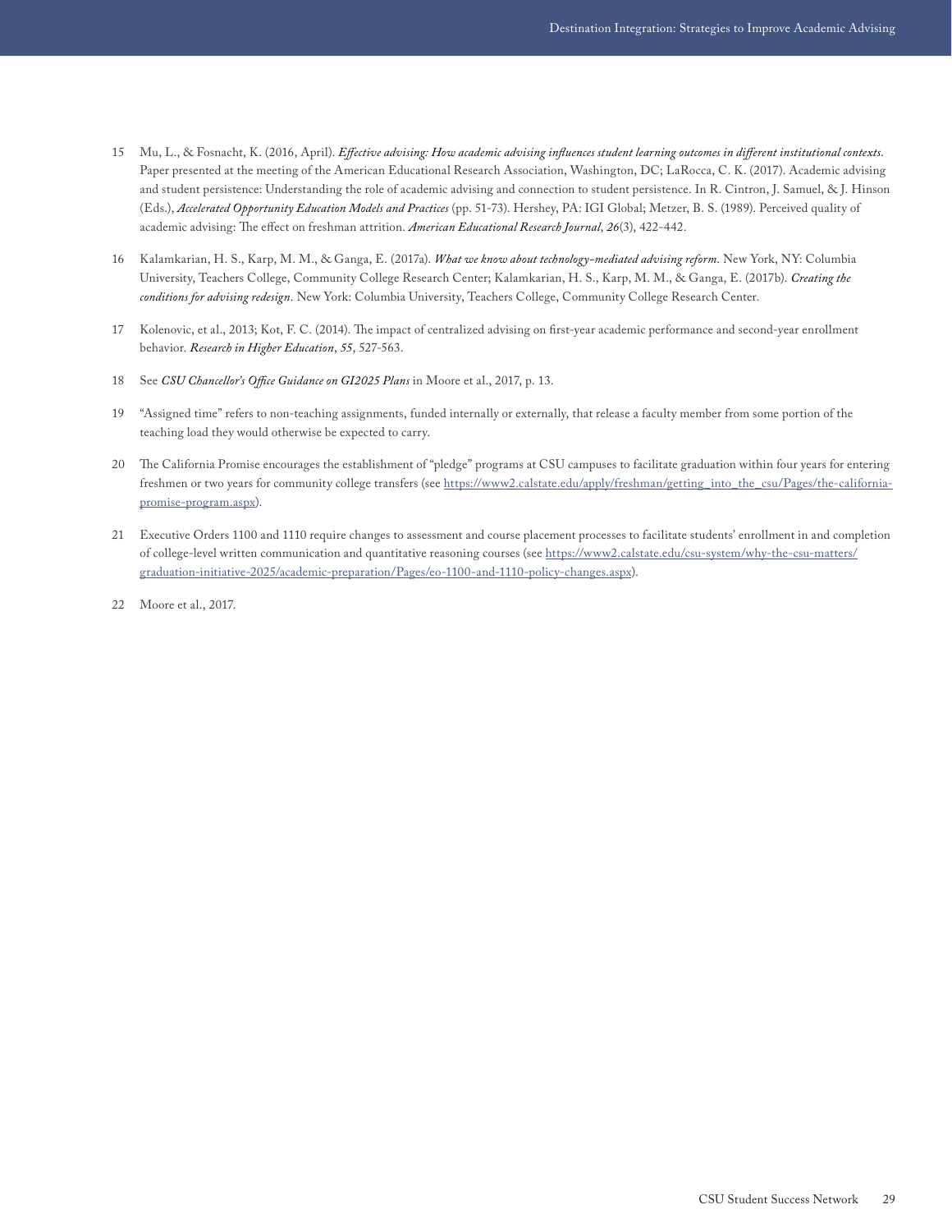15 Mu, L., & Fosnacht, K. (2016, April). *Effective advising: How academic advising influences student learning outcomes in different institutional contexts*. Paper presented at the meeting of the American Educational Research Association, Washington, DC; LaRocca, C. K. (2017). Academic advising and student persistence: Understanding the role of academic advising and connection to student persistence. In R. Cintron, J. Samuel, & J. Hinson (Eds.), *Accelerated Opportunity Education Models and Practices* (pp. 51-73). Hershey, PA: IGI Global; Metzer, B. S. (1989). Perceived quality of academic advising: The effect on freshman attrition. *American Educational Research Journal*, *26*(3), 422-442.

16 Kalamkarian, H. S., Karp, M. M., & Ganga, E. (2017a). *What we know about technology-mediated advising reform*. New York, NY: Columbia University, Teachers College, Community College Research Center; Kalamkarian, H. S., Karp, M. M., & Ganga, E. (2017b). *Creating the conditions for advising redesign*. New York: Columbia University, Teachers College, Community College Research Center.

17 Kolenovic, et al., 2013; Kot, F. C. (2014). The impact of centralized advising on first-year academic performance and second-year enrollment behavior. *Research in Higher Education*, *55*, 527-563.

18 See *CSU Chancellor's Office Guidance on GI2025 Plans* in Moore et al., 2017, p. 13.

19 "Assigned time" refers to non-teaching assignments, funded internally or externally, that release a faculty member from some portion of the teaching load they would otherwise be expected to carry.

20 The California Promise encourages the establishment of "pledge" programs at CSU campuses to facilitate graduation within four years for entering freshmen or two years for community college transfers (see https://www2.calstate.edu/apply/freshman/getting_into_the_csu/Pages/the-california-promise-program.aspx).

21 Executive Orders 1100 and 1110 require changes to assessment and course placement processes to facilitate students' enrollment in and completion of college-level written communication and quantitative reasoning courses (see https://www2.calstate.edu/csu-system/why-the-csu-matters/graduation-initiative-2025/academic-preparation/Pages/eo-1100-and-1110-policy-changes.aspx).

22 Moore et al., 2017.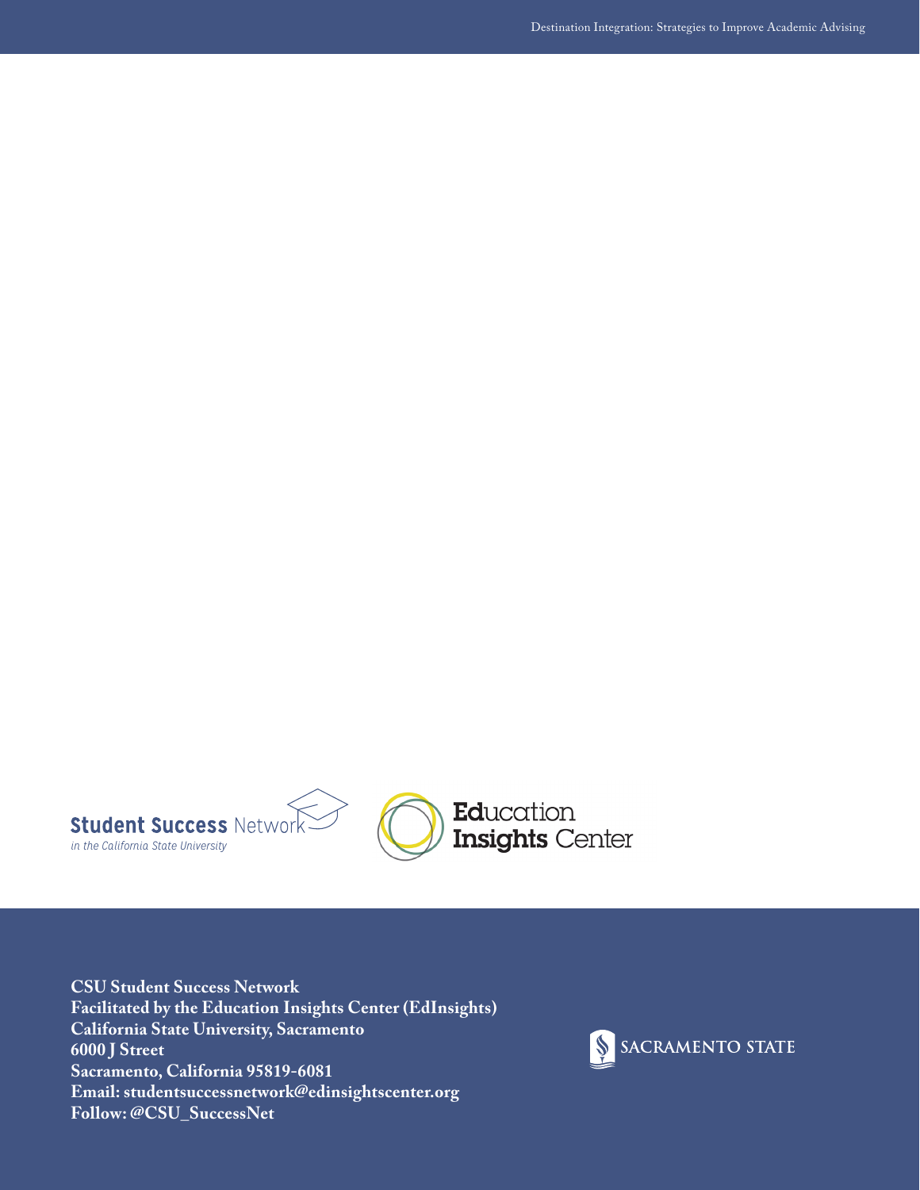Student Success Network
*in the California State University*

Education Insights Center

**CSU Student Success Network**
**Facilitated by the Education Insights Center (EdInsights)**
**California State University, Sacramento**
**6000 J Street**
**Sacramento, California 95819-6081**
**Email: studentsuccessnetwork@edinsightscenter.org**
**Follow: @CSU_SuccessNet**

SACRAMENTO STATE